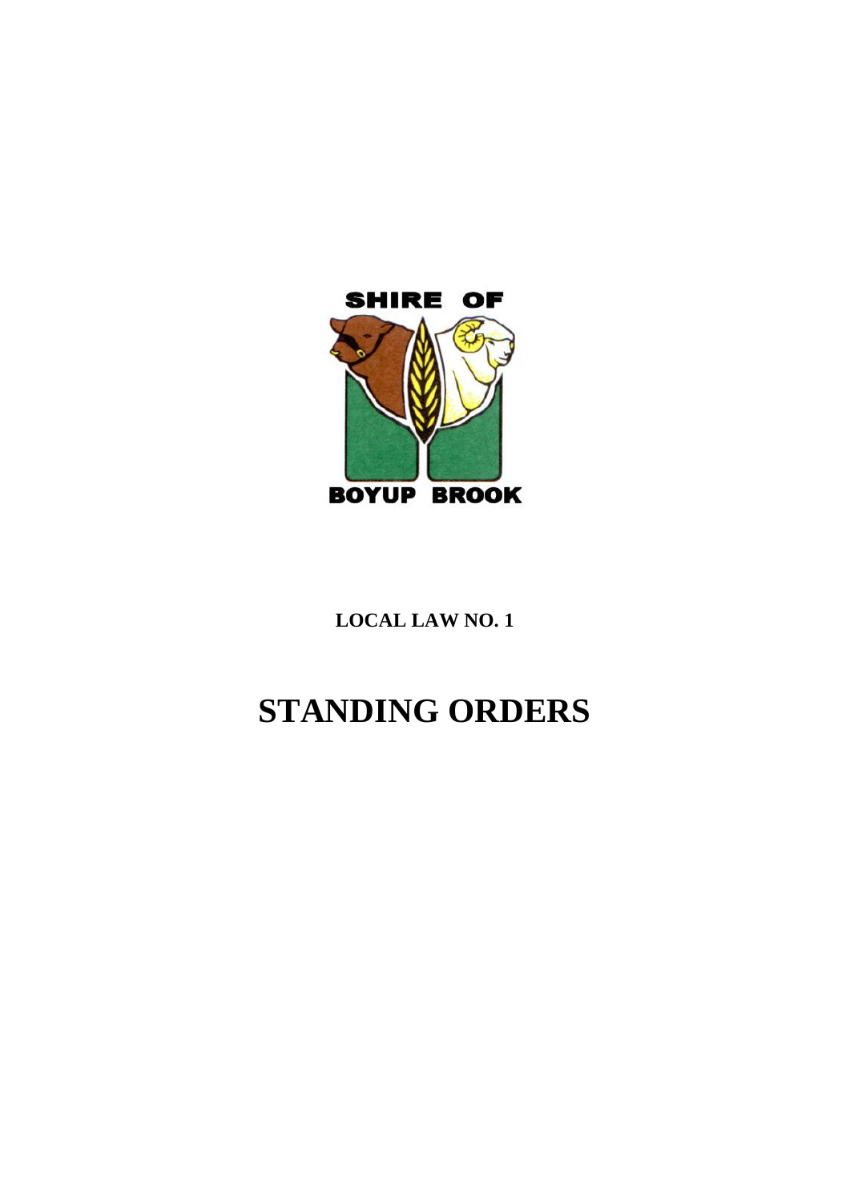SHIRE OF

BOYUP BROOK

**LOCAL LAW NO. 1**

# STANDING ORDERS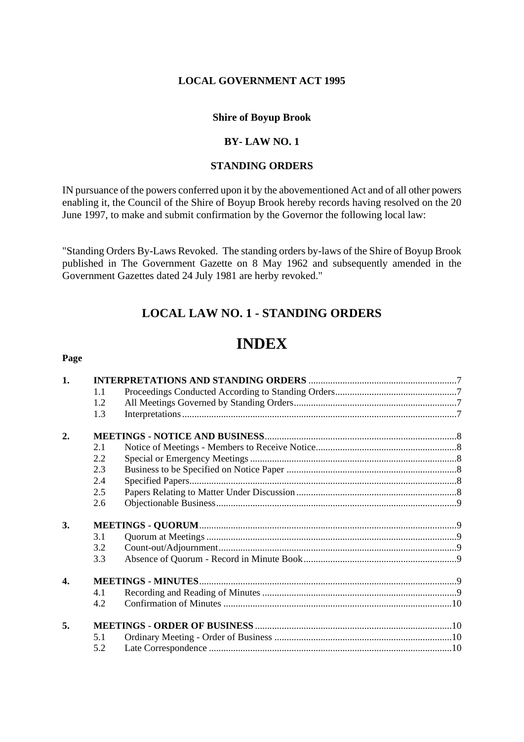**LOCAL GOVERNMENT ACT 1995**

**Shire of Boyup Brook**

**BY- LAW NO. 1**

**STANDING ORDERS**

IN pursuance of the powers conferred upon it by the abovementioned Act and of all other powers enabling it, the Council of the Shire of Boyup Brook hereby records having resolved on the 20 June 1997, to make and submit confirmation by the Governor the following local law:

"Standing Orders By-Laws Revoked. The standing orders by-laws of the Shire of Boyup Brook published in The Government Gazette on 8 May 1962 and subsequently amended in the Government Gazettes dated 24 July 1981 are herby revoked."

## LOCAL LAW NO. 1 - STANDING ORDERS

# INDEX

**Page**

| | | | |
|---|---|---|---|
| **1.** | **INTERPRETATIONS AND STANDING ORDERS** | | 7 |
| | 1.1 | Proceedings Conducted According to Standing Orders | 7 |
| | 1.2 | All Meetings Governed by Standing Orders | 7 |
| | 1.3 | Interpretations | 7 |
| **2.** | **MEETINGS - NOTICE AND BUSINESS** | | 8 |
| | 2.1 | Notice of Meetings - Members to Receive Notice | 8 |
| | 2.2 | Special or Emergency Meetings | 8 |
| | 2.3 | Business to be Specified on Notice Paper | 8 |
| | 2.4 | Specified Papers | 8 |
| | 2.5 | Papers Relating to Matter Under Discussion | 8 |
| | 2.6 | Objectionable Business | 9 |
| **3.** | **MEETINGS - QUORUM** | | 9 |
| | 3.1 | Quorum at Meetings | 9 |
| | 3.2 | Count-out/Adjournment | 9 |
| | 3.3 | Absence of Quorum - Record in Minute Book | 9 |
| **4.** | **MEETINGS - MINUTES** | | 9 |
| | 4.1 | Recording and Reading of Minutes | 9 |
| | 4.2 | Confirmation of Minutes | 10 |
| **5.** | **MEETINGS - ORDER OF BUSINESS** | | 10 |
| | 5.1 | Ordinary Meeting - Order of Business | 10 |
| | 5.2 | Late Correspondence | 10 |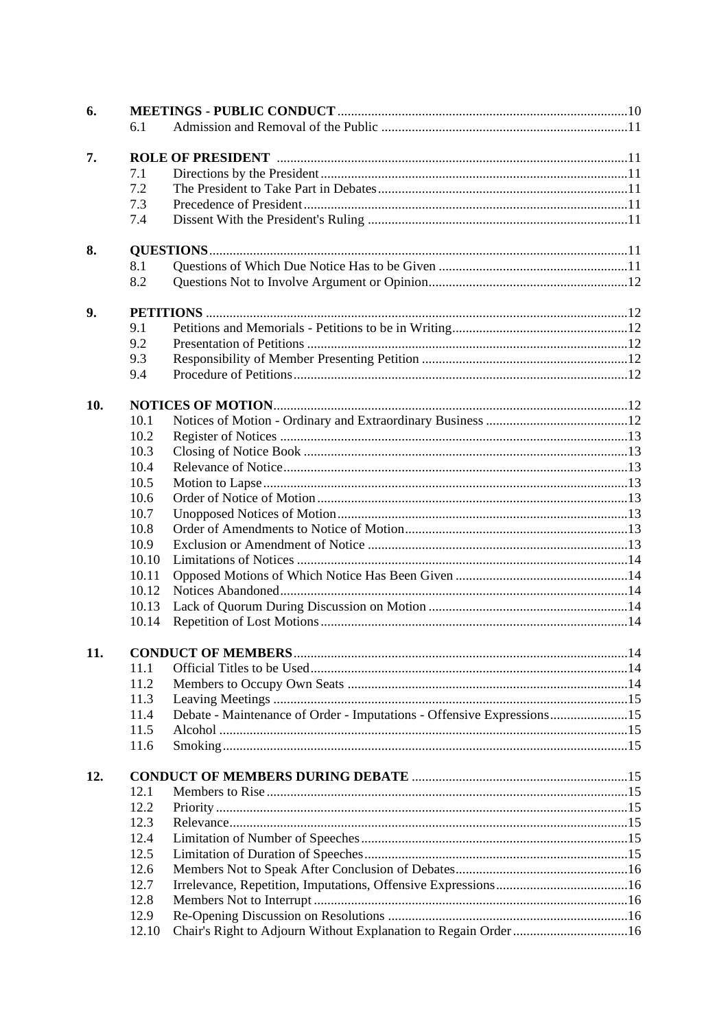| | | | |
|---|---|---|---|
| **6.** | **MEETINGS - PUBLIC CONDUCT** | | 10 |
| | 6.1 | Admission and Removal of the Public | 11 |
| **7.** | **ROLE OF PRESIDENT** | | 11 |
| | 7.1 | Directions by the President | 11 |
| | 7.2 | The President to Take Part in Debates | 11 |
| | 7.3 | Precedence of President | 11 |
| | 7.4 | Dissent With the President's Ruling | 11 |
| **8.** | **QUESTIONS** | | 11 |
| | 8.1 | Questions of Which Due Notice Has to be Given | 11 |
| | 8.2 | Questions Not to Involve Argument or Opinion | 12 |
| **9.** | **PETITIONS** | | 12 |
| | 9.1 | Petitions and Memorials - Petitions to be in Writing | 12 |
| | 9.2 | Presentation of Petitions | 12 |
| | 9.3 | Responsibility of Member Presenting Petition | 12 |
| | 9.4 | Procedure of Petitions | 12 |
| **10.** | **NOTICES OF MOTION** | | 12 |
| | 10.1 | Notices of Motion - Ordinary and Extraordinary Business | 12 |
| | 10.2 | Register of Notices | 13 |
| | 10.3 | Closing of Notice Book | 13 |
| | 10.4 | Relevance of Notice | 13 |
| | 10.5 | Motion to Lapse | 13 |
| | 10.6 | Order of Notice of Motion | 13 |
| | 10.7 | Unopposed Notices of Motion | 13 |
| | 10.8 | Order of Amendments to Notice of Motion | 13 |
| | 10.9 | Exclusion or Amendment of Notice | 13 |
| | 10.10 | Limitations of Notices | 14 |
| | 10.11 | Opposed Motions of Which Notice Has Been Given | 14 |
| | 10.12 | Notices Abandoned | 14 |
| | 10.13 | Lack of Quorum During Discussion on Motion | 14 |
| | 10.14 | Repetition of Lost Motions | 14 |
| **11.** | **CONDUCT OF MEMBERS** | | 14 |
| | 11.1 | Official Titles to be Used | 14 |
| | 11.2 | Members to Occupy Own Seats | 14 |
| | 11.3 | Leaving Meetings | 15 |
| | 11.4 | Debate - Maintenance of Order - Imputations - Offensive Expressions | 15 |
| | 11.5 | Alcohol | 15 |
| | 11.6 | Smoking | 15 |
| **12.** | **CONDUCT OF MEMBERS DURING DEBATE** | | 15 |
| | 12.1 | Members to Rise | 15 |
| | 12.2 | Priority | 15 |
| | 12.3 | Relevance | 15 |
| | 12.4 | Limitation of Number of Speeches | 15 |
| | 12.5 | Limitation of Duration of Speeches | 15 |
| | 12.6 | Members Not to Speak After Conclusion of Debates | 16 |
| | 12.7 | Irrelevance, Repetition, Imputations, Offensive Expressions | 16 |
| | 12.8 | Members Not to Interrupt | 16 |
| | 12.9 | Re-Opening Discussion on Resolutions | 16 |
| | 12.10 | Chair's Right to Adjourn Without Explanation to Regain Order | 16 |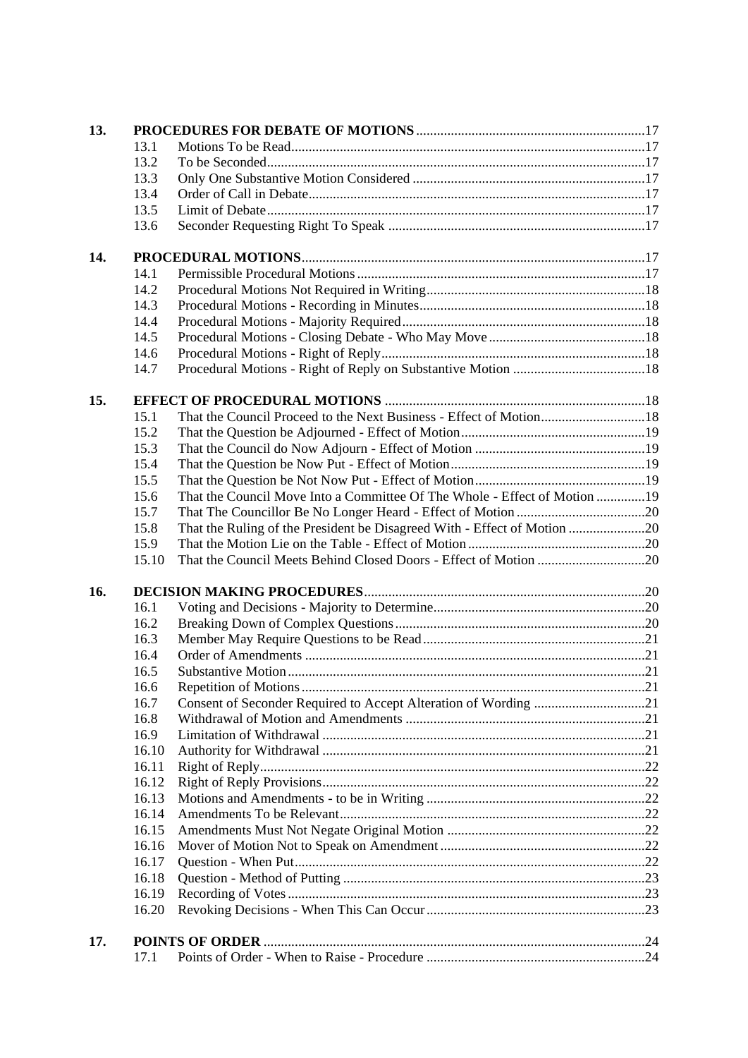| | | | |
|---|---|---|---|
| **13.** | **PROCEDURES FOR DEBATE OF MOTIONS** | | 17 |
| | 13.1 | Motions To be Read | 17 |
| | 13.2 | To be Seconded | 17 |
| | 13.3 | Only One Substantive Motion Considered | 17 |
| | 13.4 | Order of Call in Debate | 17 |
| | 13.5 | Limit of Debate | 17 |
| | 13.6 | Seconder Requesting Right To Speak | 17 |
| **14.** | **PROCEDURAL MOTIONS** | | 17 |
| | 14.1 | Permissible Procedural Motions | 17 |
| | 14.2 | Procedural Motions Not Required in Writing | 18 |
| | 14.3 | Procedural Motions - Recording in Minutes | 18 |
| | 14.4 | Procedural Motions - Majority Required | 18 |
| | 14.5 | Procedural Motions - Closing Debate - Who May Move | 18 |
| | 14.6 | Procedural Motions - Right of Reply | 18 |
| | 14.7 | Procedural Motions - Right of Reply on Substantive Motion | 18 |
| **15.** | **EFFECT OF PROCEDURAL MOTIONS** | | 18 |
| | 15.1 | That the Council Proceed to the Next Business - Effect of Motion | 18 |
| | 15.2 | That the Question be Adjourned - Effect of Motion | 19 |
| | 15.3 | That the Council do Now Adjourn - Effect of Motion | 19 |
| | 15.4 | That the Question be Now Put - Effect of Motion | 19 |
| | 15.5 | That the Question be Not Now Put - Effect of Motion | 19 |
| | 15.6 | That the Council Move Into a Committee Of The Whole - Effect of Motion | 19 |
| | 15.7 | That The Councillor Be No Longer Heard - Effect of Motion | 20 |
| | 15.8 | That the Ruling of the President be Disagreed With - Effect of Motion | 20 |
| | 15.9 | That the Motion Lie on the Table - Effect of Motion | 20 |
| | 15.10 | That the Council Meets Behind Closed Doors - Effect of Motion | 20 |
| **16.** | **DECISION MAKING PROCEDURES** | | 20 |
| | 16.1 | Voting and Decisions - Majority to Determine | 20 |
| | 16.2 | Breaking Down of Complex Questions | 20 |
| | 16.3 | Member May Require Questions to be Read | 21 |
| | 16.4 | Order of Amendments | 21 |
| | 16.5 | Substantive Motion | 21 |
| | 16.6 | Repetition of Motions | 21 |
| | 16.7 | Consent of Seconder Required to Accept Alteration of Wording | 21 |
| | 16.8 | Withdrawal of Motion and Amendments | 21 |
| | 16.9 | Limitation of Withdrawal | 21 |
| | 16.10 | Authority for Withdrawal | 21 |
| | 16.11 | Right of Reply | 22 |
| | 16.12 | Right of Reply Provisions | 22 |
| | 16.13 | Motions and Amendments - to be in Writing | 22 |
| | 16.14 | Amendments To be Relevant | 22 |
| | 16.15 | Amendments Must Not Negate Original Motion | 22 |
| | 16.16 | Mover of Motion Not to Speak on Amendment | 22 |
| | 16.17 | Question - When Put | 22 |
| | 16.18 | Question - Method of Putting | 23 |
| | 16.19 | Recording of Votes | 23 |
| | 16.20 | Revoking Decisions - When This Can Occur | 23 |
| **17.** | **POINTS OF ORDER** | | 24 |
| | 17.1 | Points of Order - When to Raise - Procedure | 24 |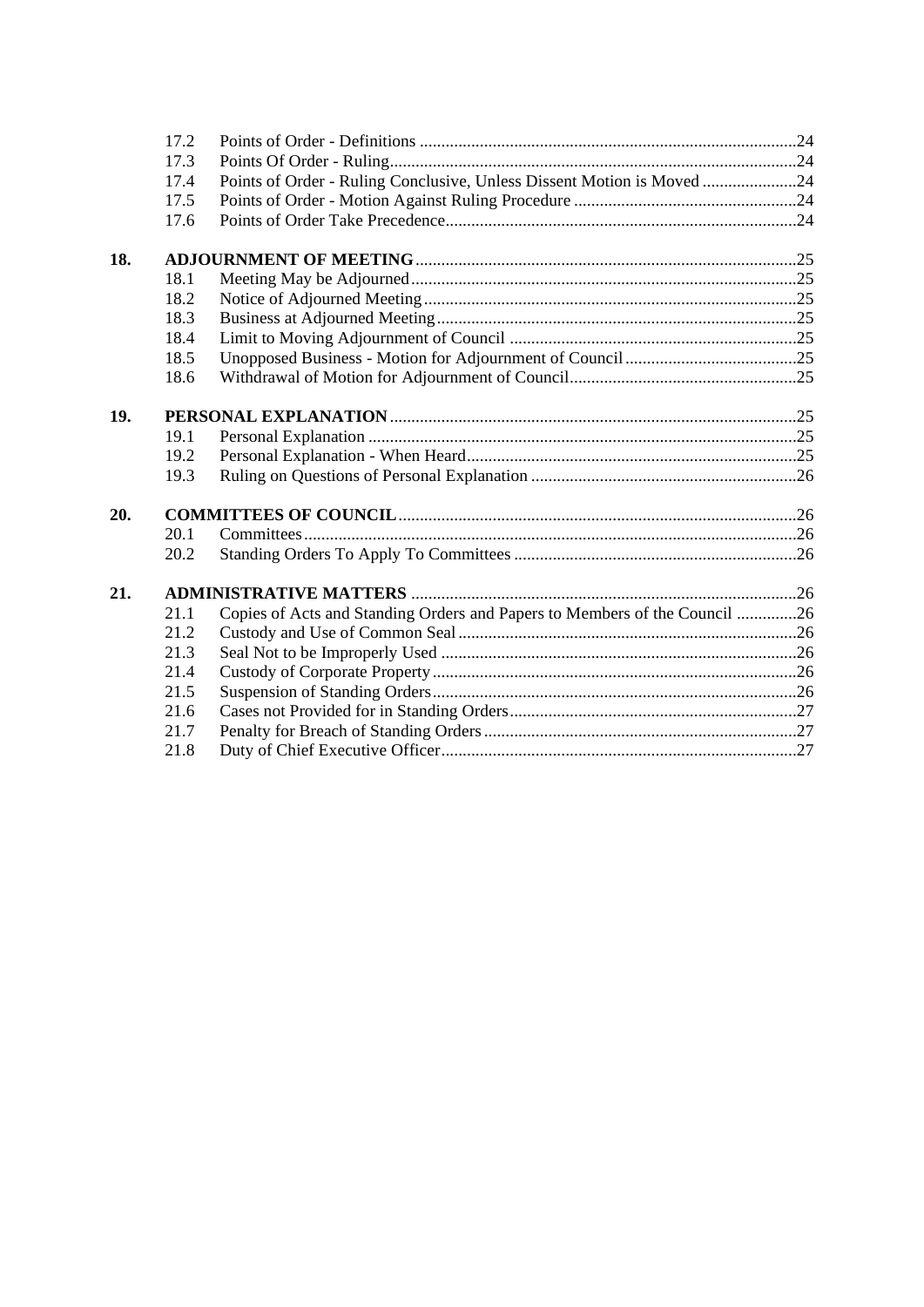| | | | |
|---|---|---|---|
| | 17.2 | Points of Order - Definitions | 24 |
| | 17.3 | Points Of Order - Ruling | 24 |
| | 17.4 | Points of Order - Ruling Conclusive, Unless Dissent Motion is Moved | 24 |
| | 17.5 | Points of Order - Motion Against Ruling Procedure | 24 |
| | 17.6 | Points of Order Take Precedence | 24 |
| **18.** | **ADJOURNMENT OF MEETING** | | 25 |
| | 18.1 | Meeting May be Adjourned | 25 |
| | 18.2 | Notice of Adjourned Meeting | 25 |
| | 18.3 | Business at Adjourned Meeting | 25 |
| | 18.4 | Limit to Moving Adjournment of Council | 25 |
| | 18.5 | Unopposed Business - Motion for Adjournment of Council | 25 |
| | 18.6 | Withdrawal of Motion for Adjournment of Council | 25 |
| **19.** | **PERSONAL EXPLANATION** | | 25 |
| | 19.1 | Personal Explanation | 25 |
| | 19.2 | Personal Explanation - When Heard | 25 |
| | 19.3 | Ruling on Questions of Personal Explanation | 26 |
| **20.** | **COMMITTEES OF COUNCIL** | | 26 |
| | 20.1 | Committees | 26 |
| | 20.2 | Standing Orders To Apply To Committees | 26 |
| **21.** | **ADMINISTRATIVE MATTERS** | | 26 |
| | 21.1 | Copies of Acts and Standing Orders and Papers to Members of the Council | 26 |
| | 21.2 | Custody and Use of Common Seal | 26 |
| | 21.3 | Seal Not to be Improperly Used | 26 |
| | 21.4 | Custody of Corporate Property | 26 |
| | 21.5 | Suspension of Standing Orders | 26 |
| | 21.6 | Cases not Provided for in Standing Orders | 27 |
| | 21.7 | Penalty for Breach of Standing Orders | 27 |
| | 21.8 | Duty of Chief Executive Officer | 27 |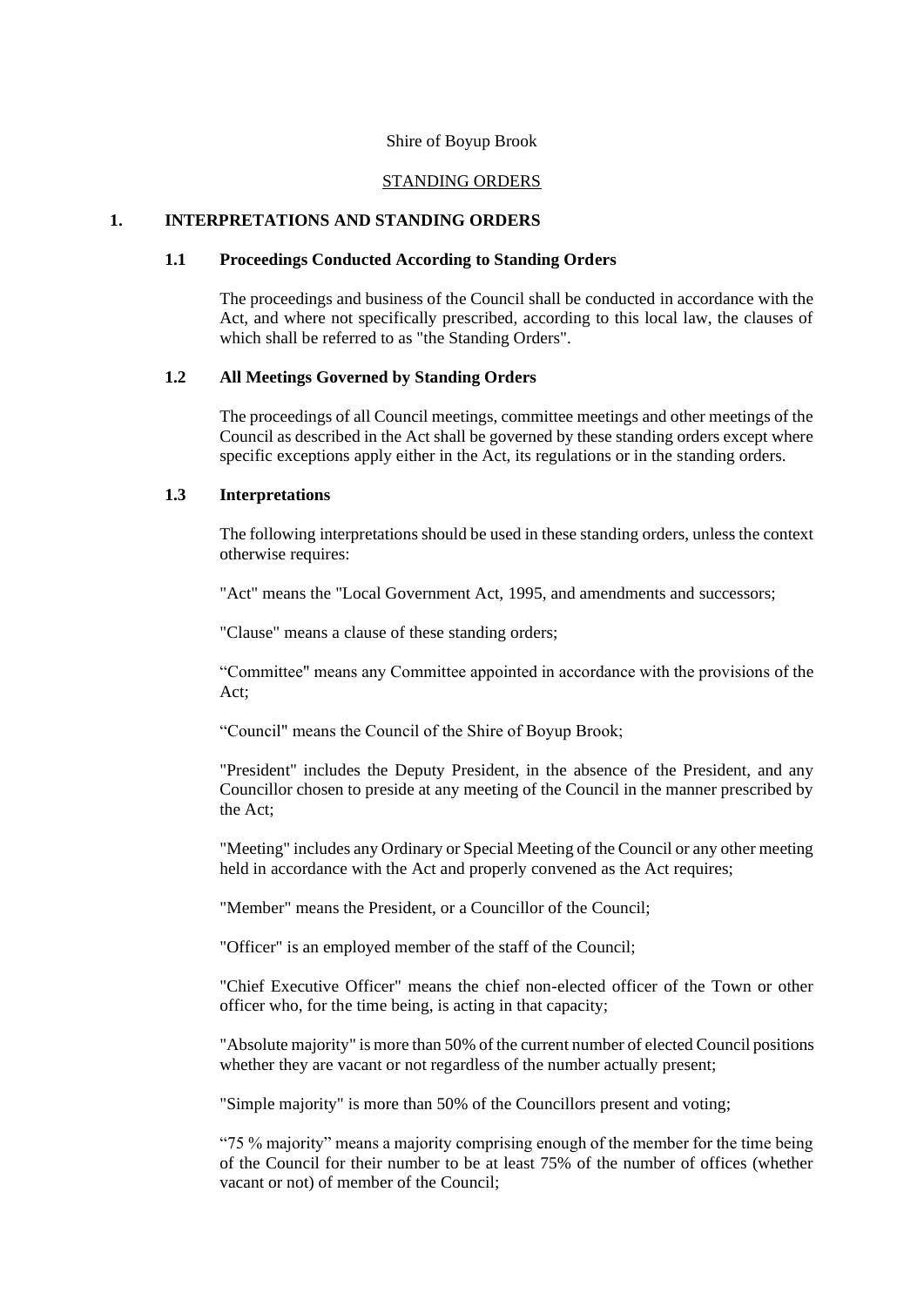Shire of Boyup Brook

STANDING ORDERS

# 1. INTERPRETATIONS AND STANDING ORDERS

## 1.1 Proceedings Conducted According to Standing Orders

The proceedings and business of the Council shall be conducted in accordance with the Act, and where not specifically prescribed, according to this local law, the clauses of which shall be referred to as "the Standing Orders".

## 1.2 All Meetings Governed by Standing Orders

The proceedings of all Council meetings, committee meetings and other meetings of the Council as described in the Act shall be governed by these standing orders except where specific exceptions apply either in the Act, its regulations or in the standing orders.

## 1.3 Interpretations

The following interpretations should be used in these standing orders, unless the context otherwise requires:

"Act" means the "Local Government Act, 1995, and amendments and successors;

"Clause" means a clause of these standing orders;

"Committee" means any Committee appointed in accordance with the provisions of the Act;

"Council" means the Council of the Shire of Boyup Brook;

"President" includes the Deputy President, in the absence of the President, and any Councillor chosen to preside at any meeting of the Council in the manner prescribed by the Act;

"Meeting" includes any Ordinary or Special Meeting of the Council or any other meeting held in accordance with the Act and properly convened as the Act requires;

"Member" means the President, or a Councillor of the Council;

"Officer" is an employed member of the staff of the Council;

"Chief Executive Officer" means the chief non-elected officer of the Town or other officer who, for the time being, is acting in that capacity;

"Absolute majority" is more than 50% of the current number of elected Council positions whether they are vacant or not regardless of the number actually present;

"Simple majority" is more than 50% of the Councillors present and voting;

"75 % majority" means a majority comprising enough of the member for the time being of the Council for their number to be at least 75% of the number of offices (whether vacant or not) of member of the Council;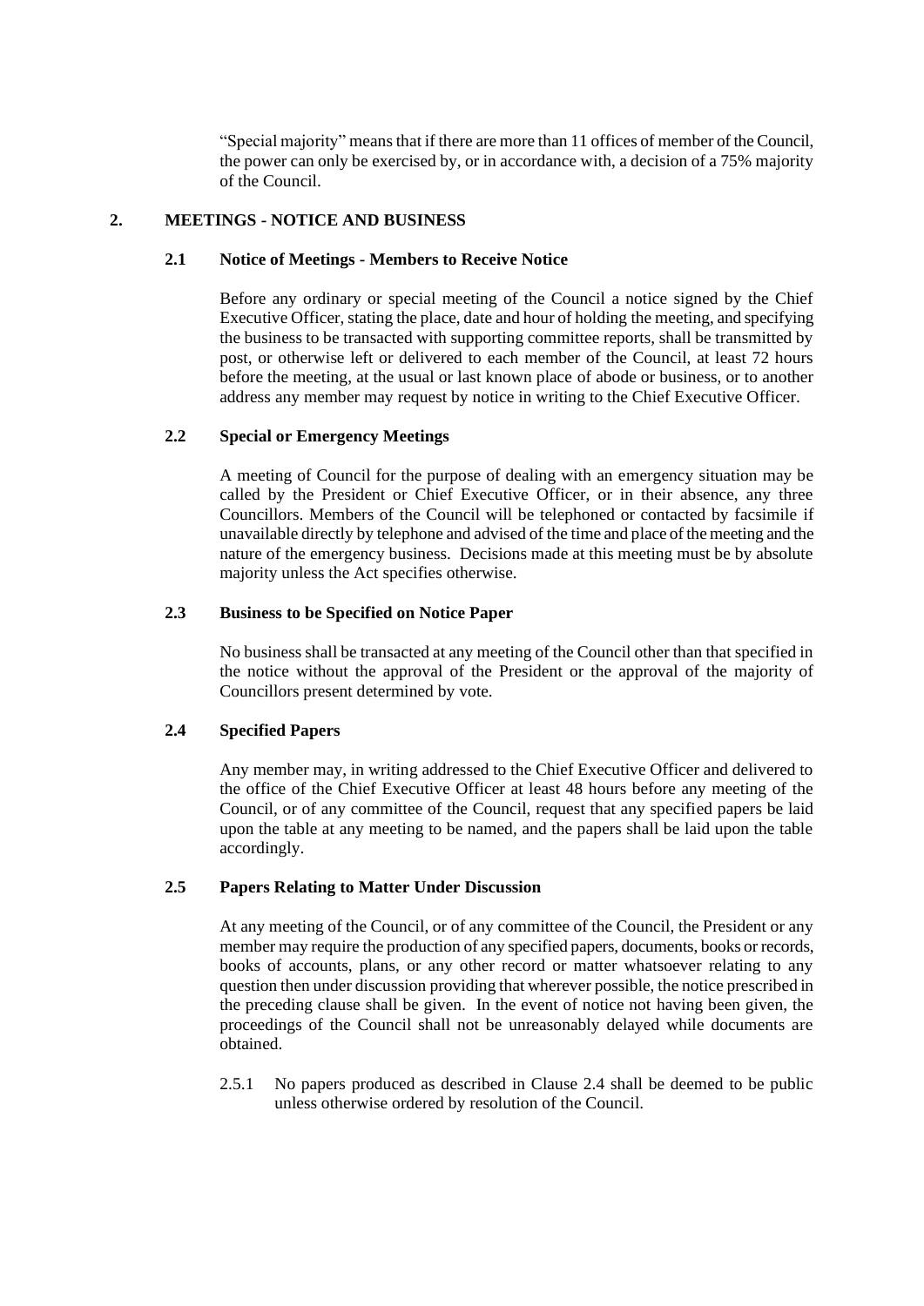"Special majority" means that if there are more than 11 offices of member of the Council, the power can only be exercised by, or in accordance with, a decision of a 75% majority of the Council.

## 2. MEETINGS - NOTICE AND BUSINESS

### 2.1 Notice of Meetings - Members to Receive Notice

Before any ordinary or special meeting of the Council a notice signed by the Chief Executive Officer, stating the place, date and hour of holding the meeting, and specifying the business to be transacted with supporting committee reports, shall be transmitted by post, or otherwise left or delivered to each member of the Council, at least 72 hours before the meeting, at the usual or last known place of abode or business, or to another address any member may request by notice in writing to the Chief Executive Officer.

### 2.2 Special or Emergency Meetings

A meeting of Council for the purpose of dealing with an emergency situation may be called by the President or Chief Executive Officer, or in their absence, any three Councillors. Members of the Council will be telephoned or contacted by facsimile if unavailable directly by telephone and advised of the time and place of the meeting and the nature of the emergency business. Decisions made at this meeting must be by absolute majority unless the Act specifies otherwise.

### 2.3 Business to be Specified on Notice Paper

No business shall be transacted at any meeting of the Council other than that specified in the notice without the approval of the President or the approval of the majority of Councillors present determined by vote.

### 2.4 Specified Papers

Any member may, in writing addressed to the Chief Executive Officer and delivered to the office of the Chief Executive Officer at least 48 hours before any meeting of the Council, or of any committee of the Council, request that any specified papers be laid upon the table at any meeting to be named, and the papers shall be laid upon the table accordingly.

### 2.5 Papers Relating to Matter Under Discussion

At any meeting of the Council, or of any committee of the Council, the President or any member may require the production of any specified papers, documents, books or records, books of accounts, plans, or any other record or matter whatsoever relating to any question then under discussion providing that wherever possible, the notice prescribed in the preceding clause shall be given. In the event of notice not having been given, the proceedings of the Council shall not be unreasonably delayed while documents are obtained.

2.5.1 No papers produced as described in Clause 2.4 shall be deemed to be public unless otherwise ordered by resolution of the Council.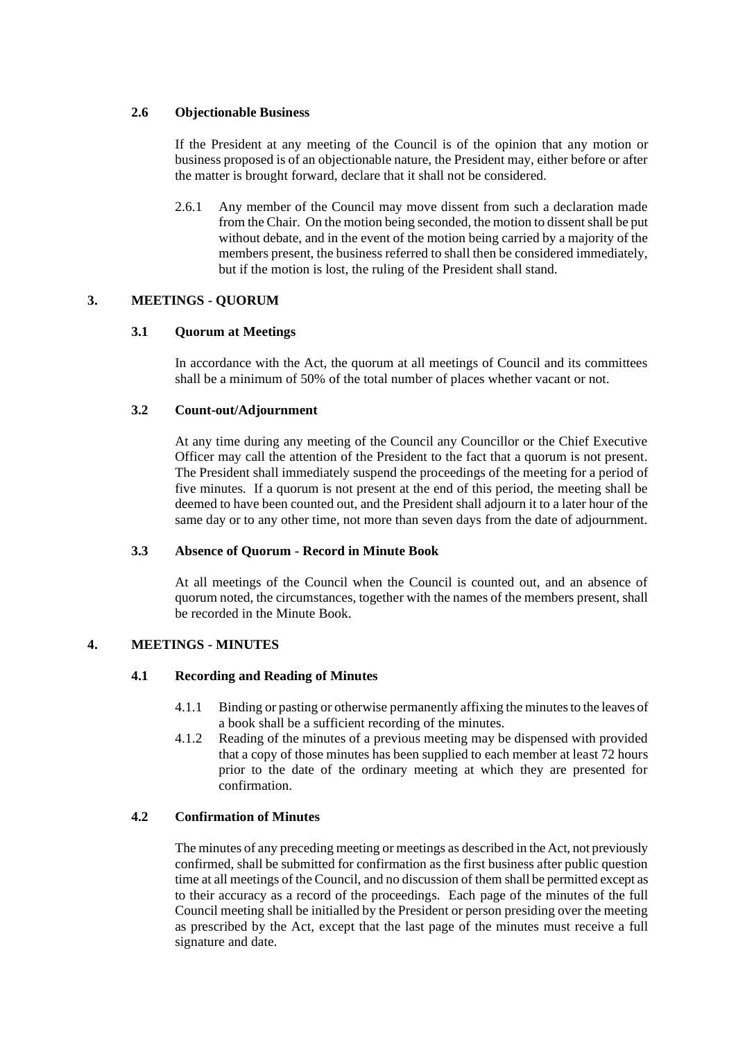### 2.6 Objectionable Business

If the President at any meeting of the Council is of the opinion that any motion or business proposed is of an objectionable nature, the President may, either before or after the matter is brought forward, declare that it shall not be considered.

2.6.1 Any member of the Council may move dissent from such a declaration made from the Chair. On the motion being seconded, the motion to dissent shall be put without debate, and in the event of the motion being carried by a majority of the members present, the business referred to shall then be considered immediately, but if the motion is lost, the ruling of the President shall stand.

## 3. MEETINGS - QUORUM

### 3.1 Quorum at Meetings

In accordance with the Act, the quorum at all meetings of Council and its committees shall be a minimum of 50% of the total number of places whether vacant or not.

### 3.2 Count-out/Adjournment

At any time during any meeting of the Council any Councillor or the Chief Executive Officer may call the attention of the President to the fact that a quorum is not present. The President shall immediately suspend the proceedings of the meeting for a period of five minutes. If a quorum is not present at the end of this period, the meeting shall be deemed to have been counted out, and the President shall adjourn it to a later hour of the same day or to any other time, not more than seven days from the date of adjournment.

### 3.3 Absence of Quorum - Record in Minute Book

At all meetings of the Council when the Council is counted out, and an absence of quorum noted, the circumstances, together with the names of the members present, shall be recorded in the Minute Book.

## 4. MEETINGS - MINUTES

### 4.1 Recording and Reading of Minutes

4.1.1 Binding or pasting or otherwise permanently affixing the minutes to the leaves of a book shall be a sufficient recording of the minutes.

4.1.2 Reading of the minutes of a previous meeting may be dispensed with provided that a copy of those minutes has been supplied to each member at least 72 hours prior to the date of the ordinary meeting at which they are presented for confirmation.

### 4.2 Confirmation of Minutes

The minutes of any preceding meeting or meetings as described in the Act, not previously confirmed, shall be submitted for confirmation as the first business after public question time at all meetings of the Council, and no discussion of them shall be permitted except as to their accuracy as a record of the proceedings. Each page of the minutes of the full Council meeting shall be initialled by the President or person presiding over the meeting as prescribed by the Act, except that the last page of the minutes must receive a full signature and date.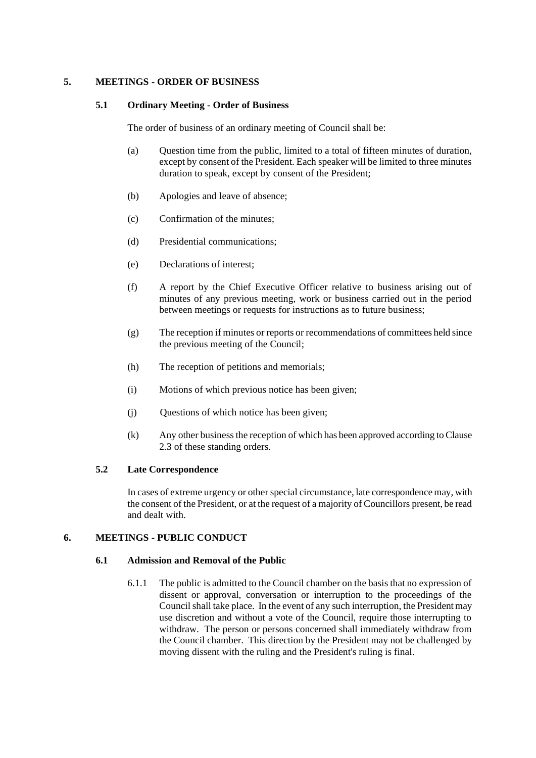## 5. MEETINGS - ORDER OF BUSINESS

### 5.1 Ordinary Meeting - Order of Business

The order of business of an ordinary meeting of Council shall be:

(a) Question time from the public, limited to a total of fifteen minutes of duration, except by consent of the President. Each speaker will be limited to three minutes duration to speak, except by consent of the President;

(b) Apologies and leave of absence;

(c) Confirmation of the minutes;

(d) Presidential communications;

(e) Declarations of interest;

(f) A report by the Chief Executive Officer relative to business arising out of minutes of any previous meeting, work or business carried out in the period between meetings or requests for instructions as to future business;

(g) The reception if minutes or reports or recommendations of committees held since the previous meeting of the Council;

(h) The reception of petitions and memorials;

(i) Motions of which previous notice has been given;

(j) Questions of which notice has been given;

(k) Any other business the reception of which has been approved according to Clause 2.3 of these standing orders.

### 5.2 Late Correspondence

In cases of extreme urgency or other special circumstance, late correspondence may, with the consent of the President, or at the request of a majority of Councillors present, be read and dealt with.

## 6. MEETINGS - PUBLIC CONDUCT

### 6.1 Admission and Removal of the Public

6.1.1 The public is admitted to the Council chamber on the basis that no expression of dissent or approval, conversation or interruption to the proceedings of the Council shall take place. In the event of any such interruption, the President may use discretion and without a vote of the Council, require those interrupting to withdraw. The person or persons concerned shall immediately withdraw from the Council chamber. This direction by the President may not be challenged by moving dissent with the ruling and the President's ruling is final.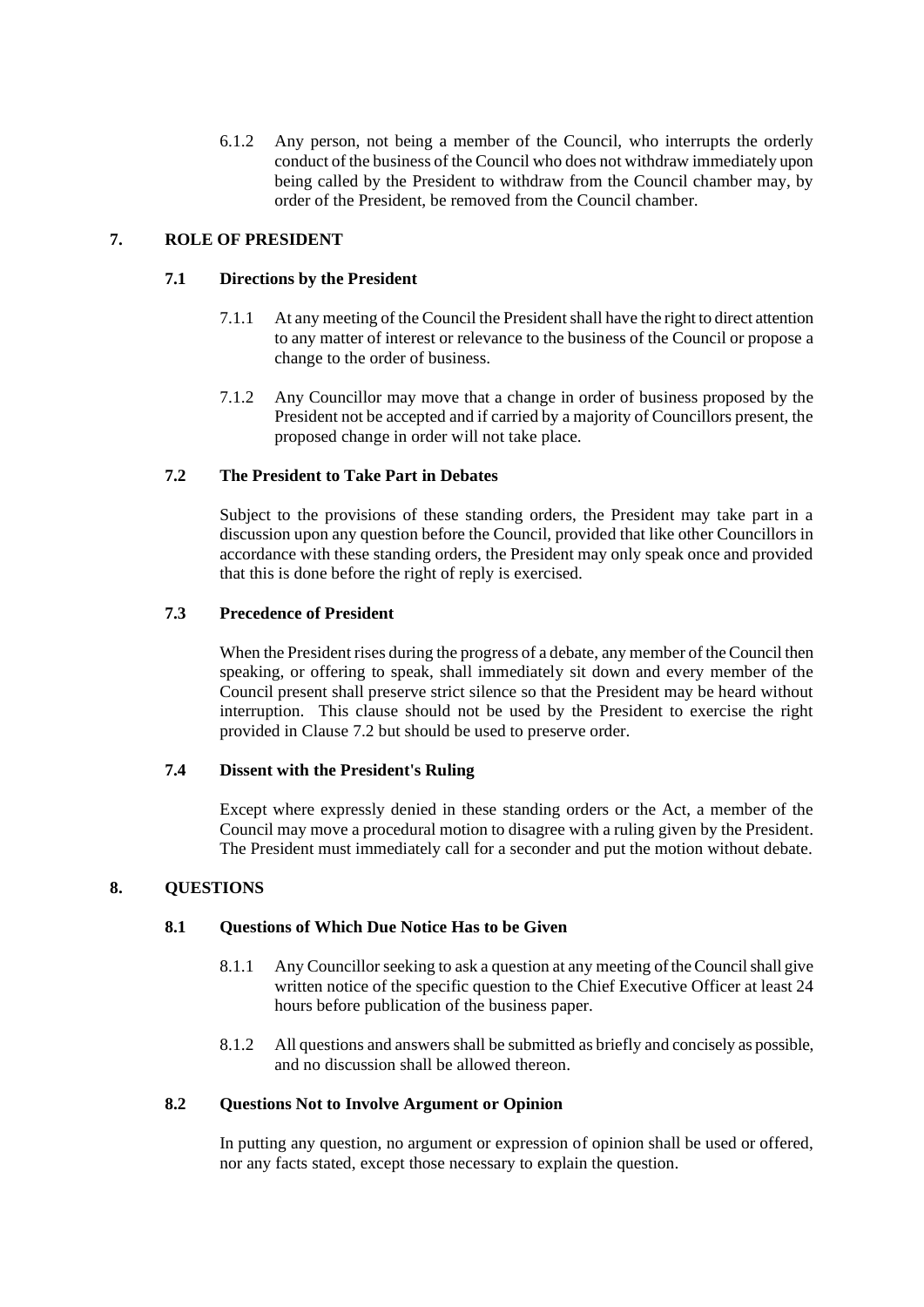6.1.2 Any person, not being a member of the Council, who interrupts the orderly conduct of the business of the Council who does not withdraw immediately upon being called by the President to withdraw from the Council chamber may, by order of the President, be removed from the Council chamber.

## 7. ROLE OF PRESIDENT

### 7.1 Directions by the President

7.1.1 At any meeting of the Council the President shall have the right to direct attention to any matter of interest or relevance to the business of the Council or propose a change to the order of business.

7.1.2 Any Councillor may move that a change in order of business proposed by the President not be accepted and if carried by a majority of Councillors present, the proposed change in order will not take place.

### 7.2 The President to Take Part in Debates

Subject to the provisions of these standing orders, the President may take part in a discussion upon any question before the Council, provided that like other Councillors in accordance with these standing orders, the President may only speak once and provided that this is done before the right of reply is exercised.

### 7.3 Precedence of President

When the President rises during the progress of a debate, any member of the Council then speaking, or offering to speak, shall immediately sit down and every member of the Council present shall preserve strict silence so that the President may be heard without interruption. This clause should not be used by the President to exercise the right provided in Clause 7.2 but should be used to preserve order.

### 7.4 Dissent with the President's Ruling

Except where expressly denied in these standing orders or the Act, a member of the Council may move a procedural motion to disagree with a ruling given by the President. The President must immediately call for a seconder and put the motion without debate.

## 8. QUESTIONS

### 8.1 Questions of Which Due Notice Has to be Given

8.1.1 Any Councillor seeking to ask a question at any meeting of the Council shall give written notice of the specific question to the Chief Executive Officer at least 24 hours before publication of the business paper.

8.1.2 All questions and answers shall be submitted as briefly and concisely as possible, and no discussion shall be allowed thereon.

### 8.2 Questions Not to Involve Argument or Opinion

In putting any question, no argument or expression of opinion shall be used or offered, nor any facts stated, except those necessary to explain the question.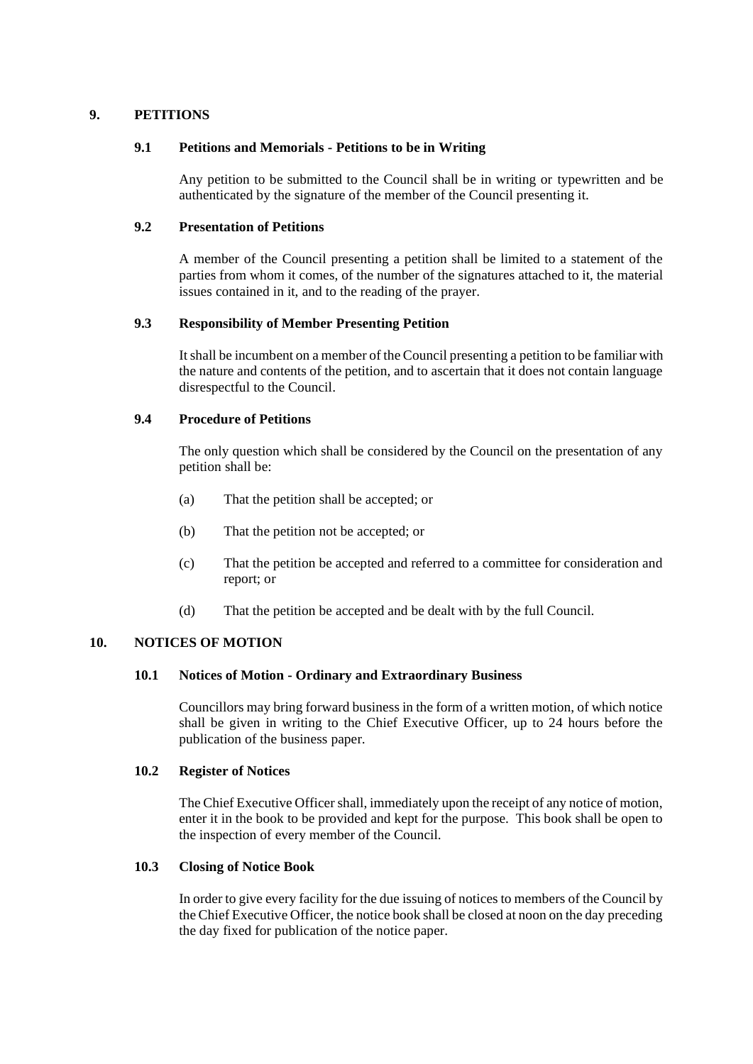## 9. PETITIONS

### 9.1 Petitions and Memorials - Petitions to be in Writing

Any petition to be submitted to the Council shall be in writing or typewritten and be authenticated by the signature of the member of the Council presenting it.

### 9.2 Presentation of Petitions

A member of the Council presenting a petition shall be limited to a statement of the parties from whom it comes, of the number of the signatures attached to it, the material issues contained in it, and to the reading of the prayer.

### 9.3 Responsibility of Member Presenting Petition

It shall be incumbent on a member of the Council presenting a petition to be familiar with the nature and contents of the petition, and to ascertain that it does not contain language disrespectful to the Council.

### 9.4 Procedure of Petitions

The only question which shall be considered by the Council on the presentation of any petition shall be:

(a) That the petition shall be accepted; or

(b) That the petition not be accepted; or

(c) That the petition be accepted and referred to a committee for consideration and report; or

(d) That the petition be accepted and be dealt with by the full Council.

## 10. NOTICES OF MOTION

### 10.1 Notices of Motion - Ordinary and Extraordinary Business

Councillors may bring forward business in the form of a written motion, of which notice shall be given in writing to the Chief Executive Officer, up to 24 hours before the publication of the business paper.

### 10.2 Register of Notices

The Chief Executive Officer shall, immediately upon the receipt of any notice of motion, enter it in the book to be provided and kept for the purpose. This book shall be open to the inspection of every member of the Council.

### 10.3 Closing of Notice Book

In order to give every facility for the due issuing of notices to members of the Council by the Chief Executive Officer, the notice book shall be closed at noon on the day preceding the day fixed for publication of the notice paper.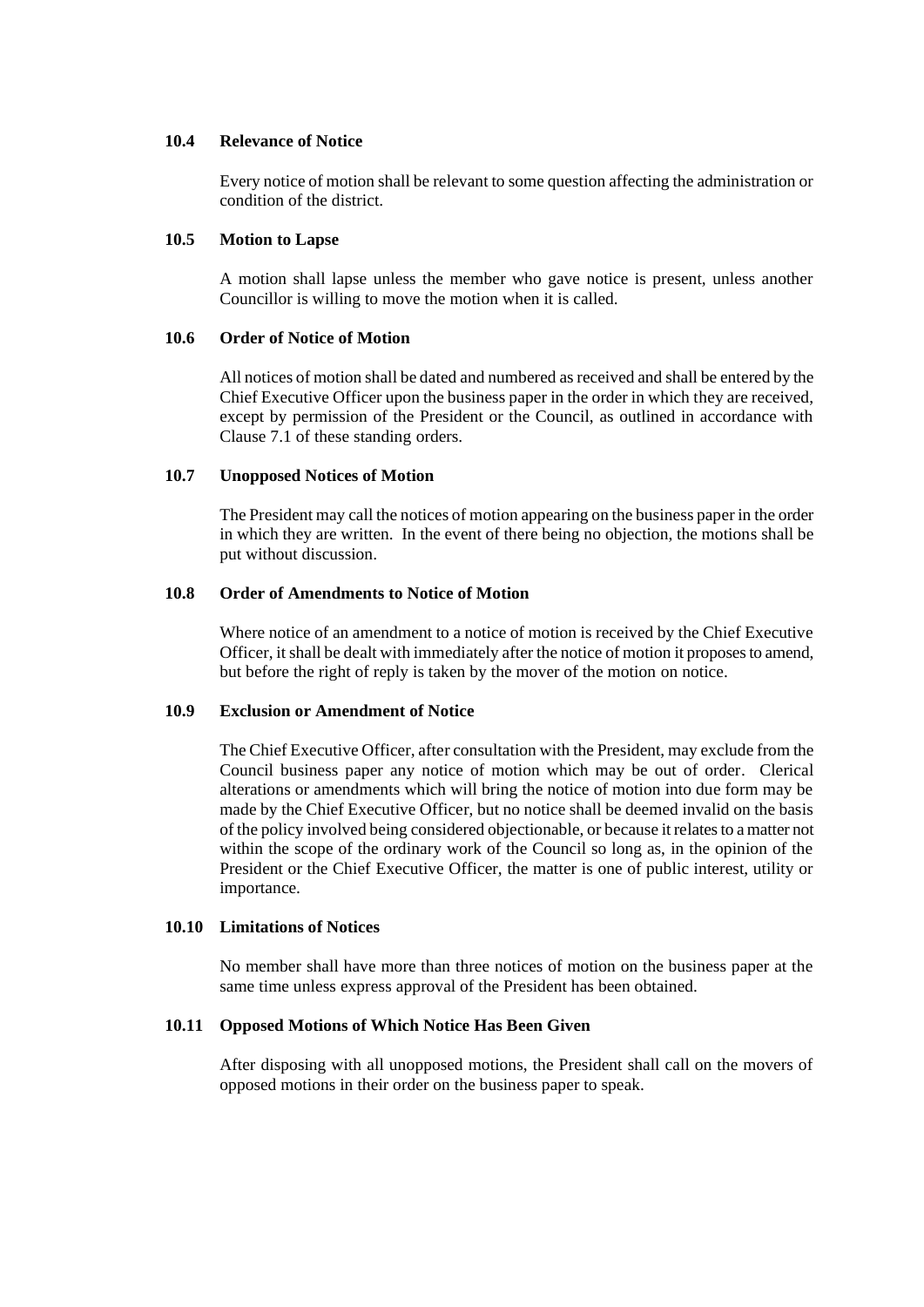### 10.4 Relevance of Notice

Every notice of motion shall be relevant to some question affecting the administration or condition of the district.

### 10.5 Motion to Lapse

A motion shall lapse unless the member who gave notice is present, unless another Councillor is willing to move the motion when it is called.

### 10.6 Order of Notice of Motion

All notices of motion shall be dated and numbered as received and shall be entered by the Chief Executive Officer upon the business paper in the order in which they are received, except by permission of the President or the Council, as outlined in accordance with Clause 7.1 of these standing orders.

### 10.7 Unopposed Notices of Motion

The President may call the notices of motion appearing on the business paper in the order in which they are written. In the event of there being no objection, the motions shall be put without discussion.

### 10.8 Order of Amendments to Notice of Motion

Where notice of an amendment to a notice of motion is received by the Chief Executive Officer, it shall be dealt with immediately after the notice of motion it proposes to amend, but before the right of reply is taken by the mover of the motion on notice.

### 10.9 Exclusion or Amendment of Notice

The Chief Executive Officer, after consultation with the President, may exclude from the Council business paper any notice of motion which may be out of order. Clerical alterations or amendments which will bring the notice of motion into due form may be made by the Chief Executive Officer, but no notice shall be deemed invalid on the basis of the policy involved being considered objectionable, or because it relates to a matter not within the scope of the ordinary work of the Council so long as, in the opinion of the President or the Chief Executive Officer, the matter is one of public interest, utility or importance.

### 10.10 Limitations of Notices

No member shall have more than three notices of motion on the business paper at the same time unless express approval of the President has been obtained.

### 10.11 Opposed Motions of Which Notice Has Been Given

After disposing with all unopposed motions, the President shall call on the movers of opposed motions in their order on the business paper to speak.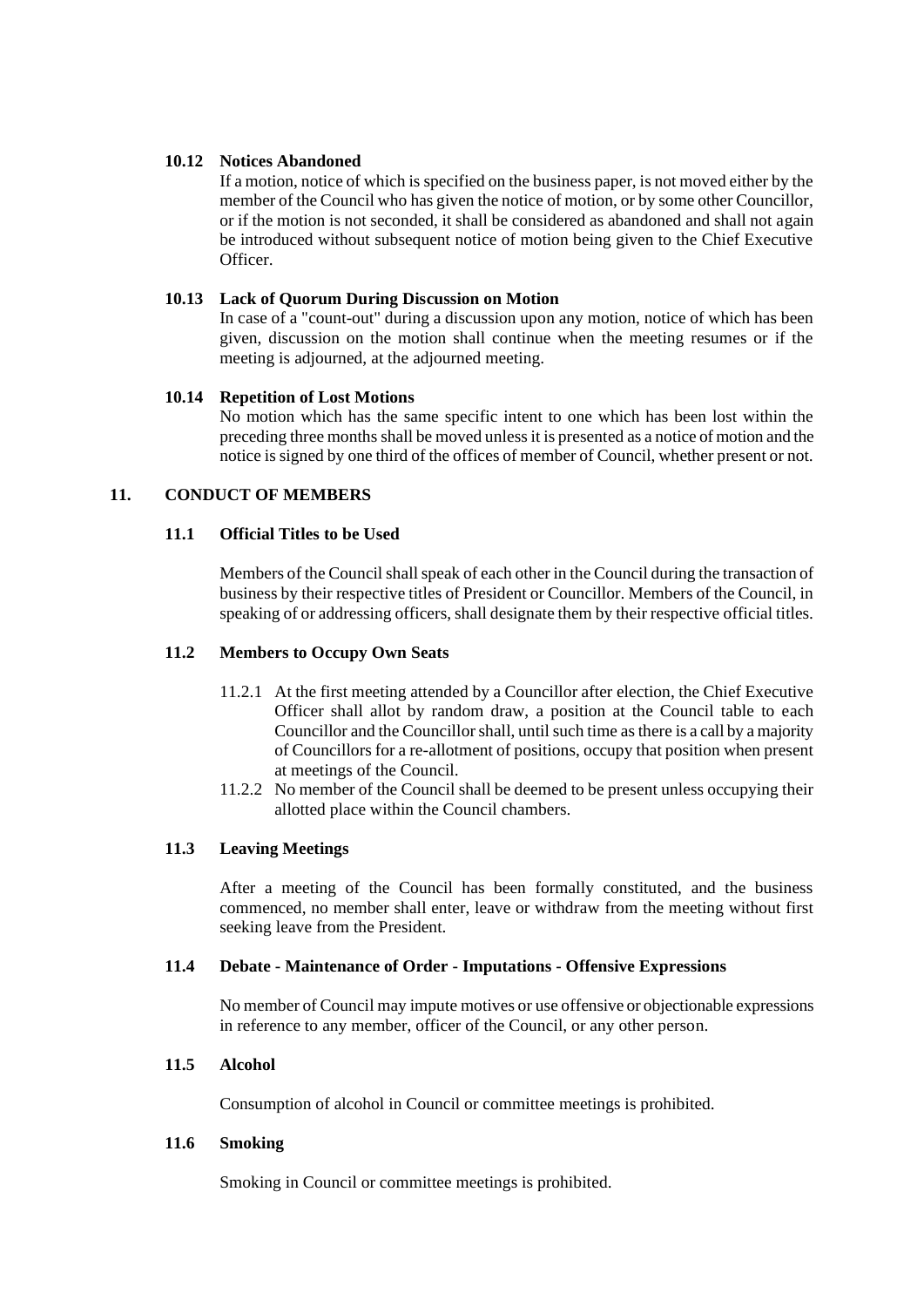### 10.12 Notices Abandoned

If a motion, notice of which is specified on the business paper, is not moved either by the member of the Council who has given the notice of motion, or by some other Councillor, or if the motion is not seconded, it shall be considered as abandoned and shall not again be introduced without subsequent notice of motion being given to the Chief Executive Officer.

### 10.13 Lack of Quorum During Discussion on Motion

In case of a "count-out" during a discussion upon any motion, notice of which has been given, discussion on the motion shall continue when the meeting resumes or if the meeting is adjourned, at the adjourned meeting.

### 10.14 Repetition of Lost Motions

No motion which has the same specific intent to one which has been lost within the preceding three months shall be moved unless it is presented as a notice of motion and the notice is signed by one third of the offices of member of Council, whether present or not.

## 11. CONDUCT OF MEMBERS

### 11.1 Official Titles to be Used

Members of the Council shall speak of each other in the Council during the transaction of business by their respective titles of President or Councillor. Members of the Council, in speaking of or addressing officers, shall designate them by their respective official titles.

### 11.2 Members to Occupy Own Seats

11.2.1 At the first meeting attended by a Councillor after election, the Chief Executive Officer shall allot by random draw, a position at the Council table to each Councillor and the Councillor shall, until such time as there is a call by a majority of Councillors for a re-allotment of positions, occupy that position when present at meetings of the Council.

11.2.2 No member of the Council shall be deemed to be present unless occupying their allotted place within the Council chambers.

### 11.3 Leaving Meetings

After a meeting of the Council has been formally constituted, and the business commenced, no member shall enter, leave or withdraw from the meeting without first seeking leave from the President.

### 11.4 Debate - Maintenance of Order - Imputations - Offensive Expressions

No member of Council may impute motives or use offensive or objectionable expressions in reference to any member, officer of the Council, or any other person.

### 11.5 Alcohol

Consumption of alcohol in Council or committee meetings is prohibited.

### 11.6 Smoking

Smoking in Council or committee meetings is prohibited.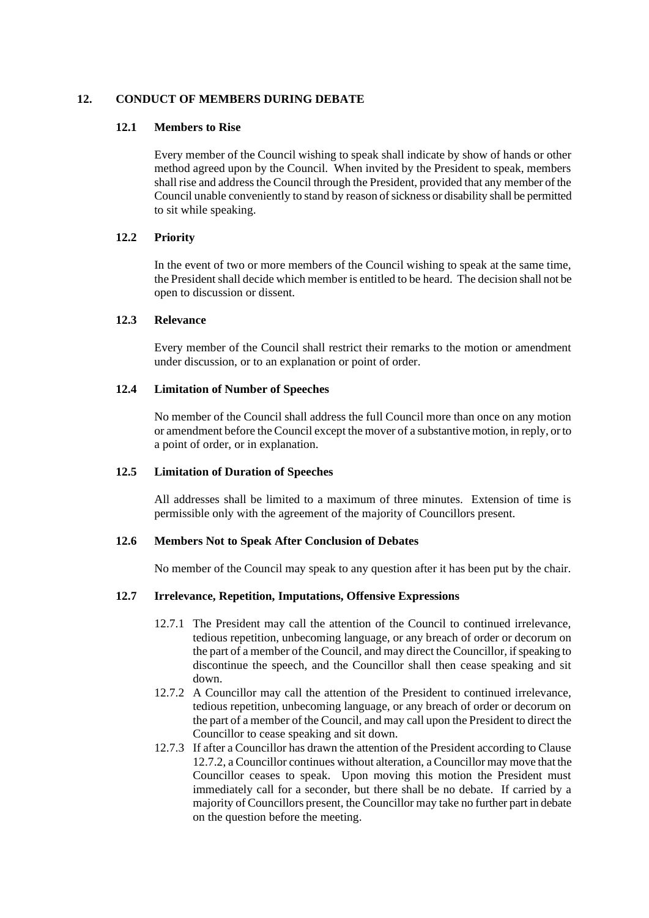## 12. CONDUCT OF MEMBERS DURING DEBATE

### 12.1 Members to Rise

Every member of the Council wishing to speak shall indicate by show of hands or other method agreed upon by the Council. When invited by the President to speak, members shall rise and address the Council through the President, provided that any member of the Council unable conveniently to stand by reason of sickness or disability shall be permitted to sit while speaking.

### 12.2 Priority

In the event of two or more members of the Council wishing to speak at the same time, the President shall decide which member is entitled to be heard. The decision shall not be open to discussion or dissent.

### 12.3 Relevance

Every member of the Council shall restrict their remarks to the motion or amendment under discussion, or to an explanation or point of order.

### 12.4 Limitation of Number of Speeches

No member of the Council shall address the full Council more than once on any motion or amendment before the Council except the mover of a substantive motion, in reply, or to a point of order, or in explanation.

### 12.5 Limitation of Duration of Speeches

All addresses shall be limited to a maximum of three minutes. Extension of time is permissible only with the agreement of the majority of Councillors present.

### 12.6 Members Not to Speak After Conclusion of Debates

No member of the Council may speak to any question after it has been put by the chair.

### 12.7 Irrelevance, Repetition, Imputations, Offensive Expressions

12.7.1 The President may call the attention of the Council to continued irrelevance, tedious repetition, unbecoming language, or any breach of order or decorum on the part of a member of the Council, and may direct the Councillor, if speaking to discontinue the speech, and the Councillor shall then cease speaking and sit down.

12.7.2 A Councillor may call the attention of the President to continued irrelevance, tedious repetition, unbecoming language, or any breach of order or decorum on the part of a member of the Council, and may call upon the President to direct the Councillor to cease speaking and sit down.

12.7.3 If after a Councillor has drawn the attention of the President according to Clause 12.7.2, a Councillor continues without alteration, a Councillor may move that the Councillor ceases to speak. Upon moving this motion the President must immediately call for a seconder, but there shall be no debate. If carried by a majority of Councillors present, the Councillor may take no further part in debate on the question before the meeting.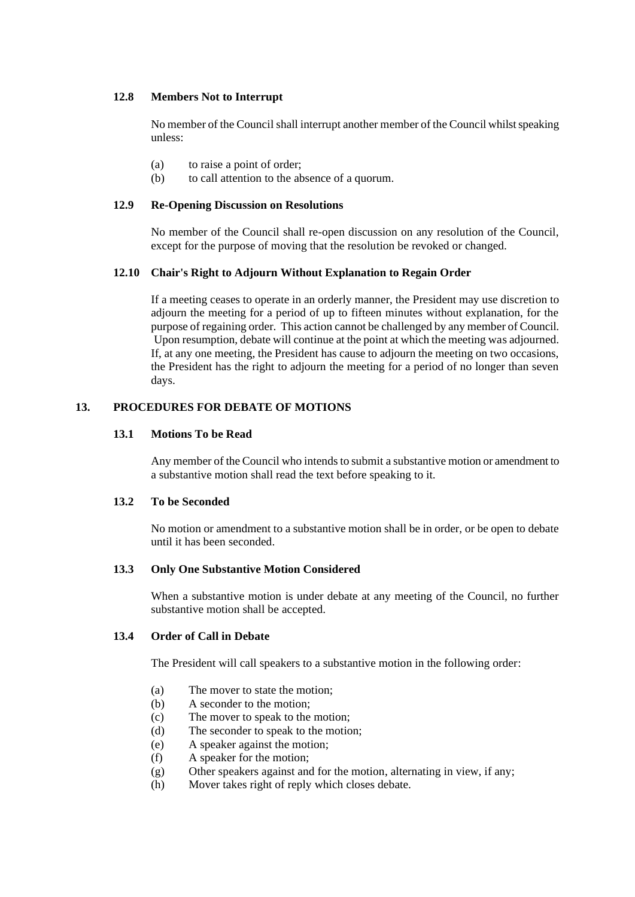### 12.8 Members Not to Interrupt

No member of the Council shall interrupt another member of the Council whilst speaking unless:

(a) to raise a point of order;
(b) to call attention to the absence of a quorum.

### 12.9 Re-Opening Discussion on Resolutions

No member of the Council shall re-open discussion on any resolution of the Council, except for the purpose of moving that the resolution be revoked or changed.

### 12.10 Chair's Right to Adjourn Without Explanation to Regain Order

If a meeting ceases to operate in an orderly manner, the President may use discretion to adjourn the meeting for a period of up to fifteen minutes without explanation, for the purpose of regaining order. This action cannot be challenged by any member of Council. Upon resumption, debate will continue at the point at which the meeting was adjourned. If, at any one meeting, the President has cause to adjourn the meeting on two occasions, the President has the right to adjourn the meeting for a period of no longer than seven days.

## 13. PROCEDURES FOR DEBATE OF MOTIONS

### 13.1 Motions To be Read

Any member of the Council who intends to submit a substantive motion or amendment to a substantive motion shall read the text before speaking to it.

### 13.2 To be Seconded

No motion or amendment to a substantive motion shall be in order, or be open to debate until it has been seconded.

### 13.3 Only One Substantive Motion Considered

When a substantive motion is under debate at any meeting of the Council, no further substantive motion shall be accepted.

### 13.4 Order of Call in Debate

The President will call speakers to a substantive motion in the following order:

(a) The mover to state the motion;
(b) A seconder to the motion;
(c) The mover to speak to the motion;
(d) The seconder to speak to the motion;
(e) A speaker against the motion;
(f) A speaker for the motion;
(g) Other speakers against and for the motion, alternating in view, if any;
(h) Mover takes right of reply which closes debate.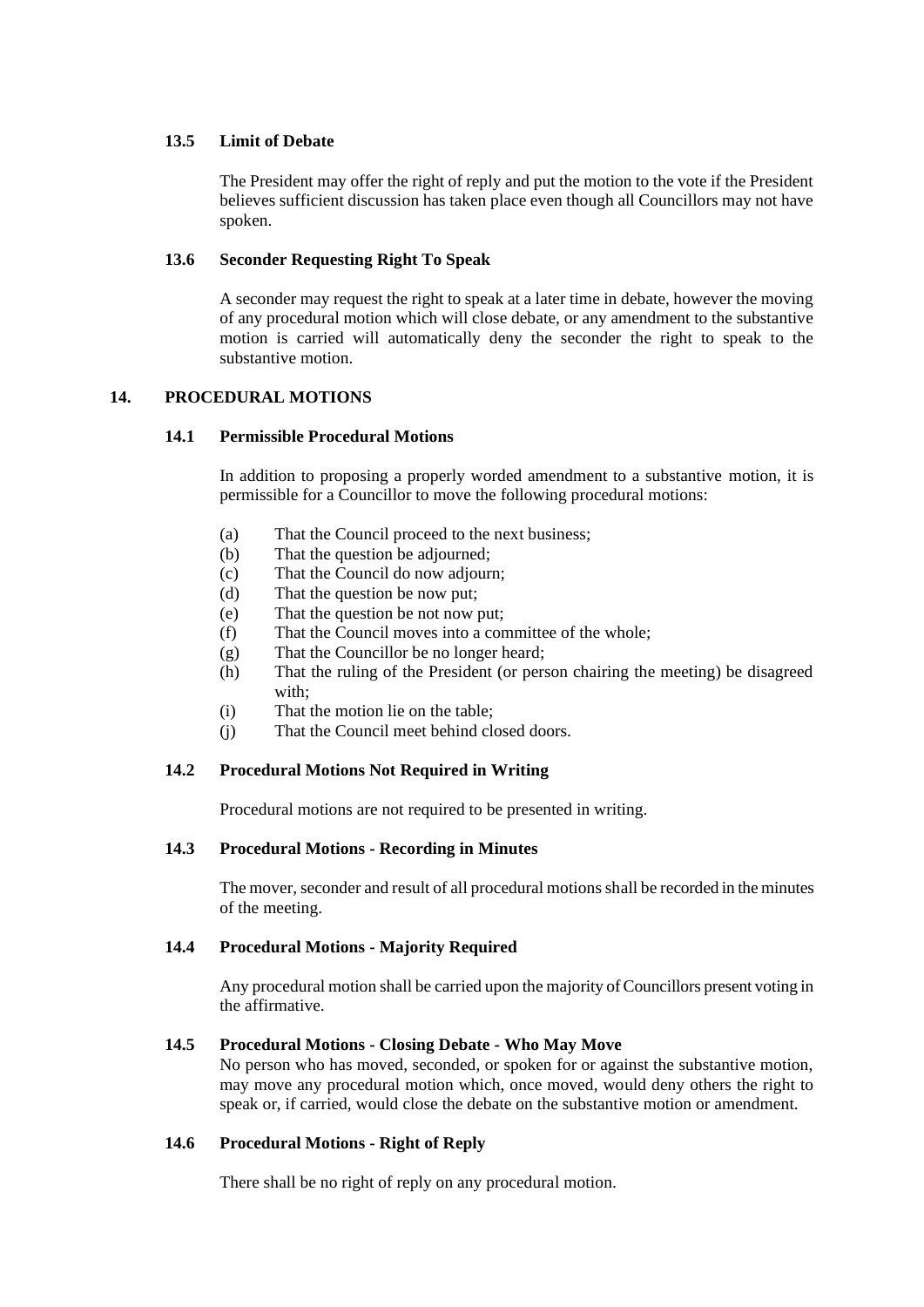### 13.5 Limit of Debate

The President may offer the right of reply and put the motion to the vote if the President believes sufficient discussion has taken place even though all Councillors may not have spoken.

### 13.6 Seconder Requesting Right To Speak

A seconder may request the right to speak at a later time in debate, however the moving of any procedural motion which will close debate, or any amendment to the substantive motion is carried will automatically deny the seconder the right to speak to the substantive motion.

## 14. PROCEDURAL MOTIONS

### 14.1 Permissible Procedural Motions

In addition to proposing a properly worded amendment to a substantive motion, it is permissible for a Councillor to move the following procedural motions:

(a) That the Council proceed to the next business;
(b) That the question be adjourned;
(c) That the Council do now adjourn;
(d) That the question be now put;
(e) That the question be not now put;
(f) That the Council moves into a committee of the whole;
(g) That the Councillor be no longer heard;
(h) That the ruling of the President (or person chairing the meeting) be disagreed with;
(i) That the motion lie on the table;
(j) That the Council meet behind closed doors.

### 14.2 Procedural Motions Not Required in Writing

Procedural motions are not required to be presented in writing.

### 14.3 Procedural Motions - Recording in Minutes

The mover, seconder and result of all procedural motions shall be recorded in the minutes of the meeting.

### 14.4 Procedural Motions - Majority Required

Any procedural motion shall be carried upon the majority of Councillors present voting in the affirmative.

### 14.5 Procedural Motions - Closing Debate - Who May Move

No person who has moved, seconded, or spoken for or against the substantive motion, may move any procedural motion which, once moved, would deny others the right to speak or, if carried, would close the debate on the substantive motion or amendment.

### 14.6 Procedural Motions - Right of Reply

There shall be no right of reply on any procedural motion.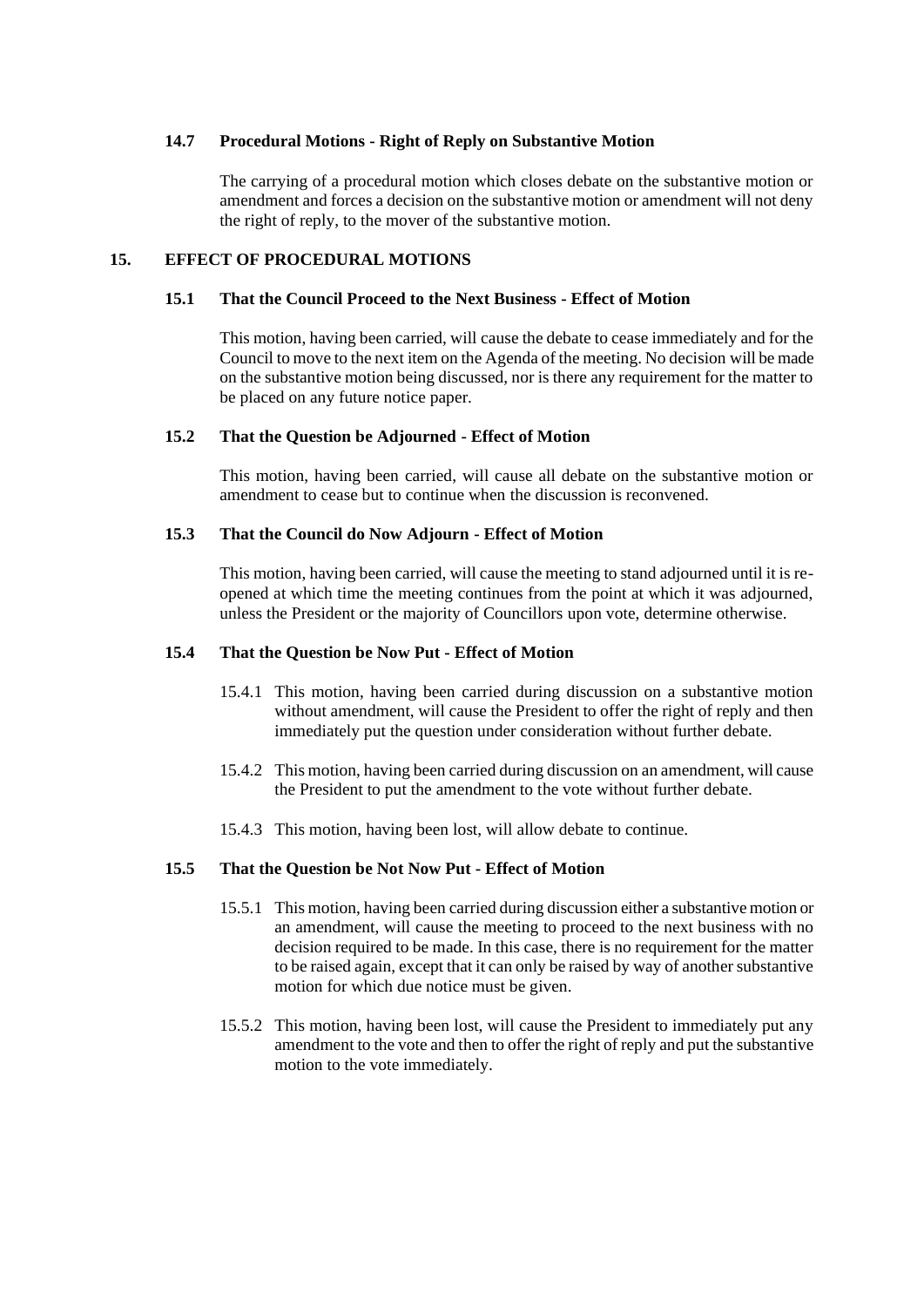### 14.7 Procedural Motions - Right of Reply on Substantive Motion

The carrying of a procedural motion which closes debate on the substantive motion or amendment and forces a decision on the substantive motion or amendment will not deny the right of reply, to the mover of the substantive motion.

## 15. EFFECT OF PROCEDURAL MOTIONS

### 15.1 That the Council Proceed to the Next Business - Effect of Motion

This motion, having been carried, will cause the debate to cease immediately and for the Council to move to the next item on the Agenda of the meeting. No decision will be made on the substantive motion being discussed, nor is there any requirement for the matter to be placed on any future notice paper.

### 15.2 That the Question be Adjourned - Effect of Motion

This motion, having been carried, will cause all debate on the substantive motion or amendment to cease but to continue when the discussion is reconvened.

### 15.3 That the Council do Now Adjourn - Effect of Motion

This motion, having been carried, will cause the meeting to stand adjourned until it is re-opened at which time the meeting continues from the point at which it was adjourned, unless the President or the majority of Councillors upon vote, determine otherwise.

### 15.4 That the Question be Now Put - Effect of Motion

15.4.1 This motion, having been carried during discussion on a substantive motion without amendment, will cause the President to offer the right of reply and then immediately put the question under consideration without further debate.

15.4.2 This motion, having been carried during discussion on an amendment, will cause the President to put the amendment to the vote without further debate.

15.4.3 This motion, having been lost, will allow debate to continue.

### 15.5 That the Question be Not Now Put - Effect of Motion

15.5.1 This motion, having been carried during discussion either a substantive motion or an amendment, will cause the meeting to proceed to the next business with no decision required to be made. In this case, there is no requirement for the matter to be raised again, except that it can only be raised by way of another substantive motion for which due notice must be given.

15.5.2 This motion, having been lost, will cause the President to immediately put any amendment to the vote and then to offer the right of reply and put the substantive motion to the vote immediately.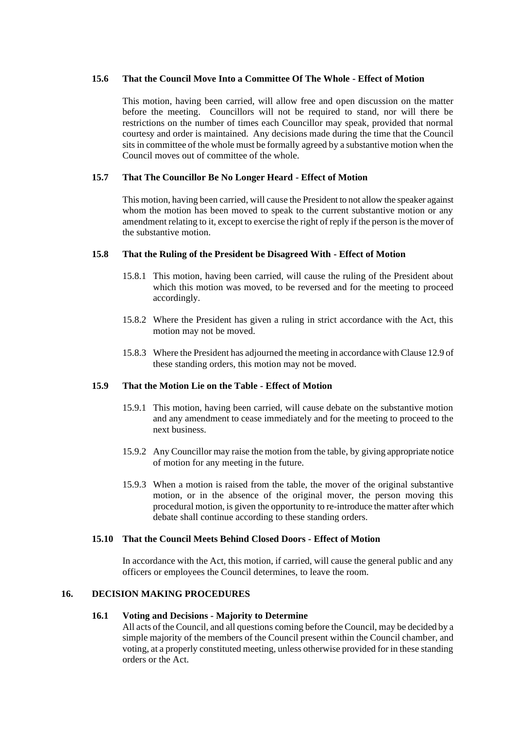### 15.6 That the Council Move Into a Committee Of The Whole - Effect of Motion

This motion, having been carried, will allow free and open discussion on the matter before the meeting. Councillors will not be required to stand, nor will there be restrictions on the number of times each Councillor may speak, provided that normal courtesy and order is maintained. Any decisions made during the time that the Council sits in committee of the whole must be formally agreed by a substantive motion when the Council moves out of committee of the whole.

### 15.7 That The Councillor Be No Longer Heard - Effect of Motion

This motion, having been carried, will cause the President to not allow the speaker against whom the motion has been moved to speak to the current substantive motion or any amendment relating to it, except to exercise the right of reply if the person is the mover of the substantive motion.

### 15.8 That the Ruling of the President be Disagreed With - Effect of Motion

15.8.1 This motion, having been carried, will cause the ruling of the President about which this motion was moved, to be reversed and for the meeting to proceed accordingly.

15.8.2 Where the President has given a ruling in strict accordance with the Act, this motion may not be moved.

15.8.3 Where the President has adjourned the meeting in accordance with Clause 12.9 of these standing orders, this motion may not be moved.

### 15.9 That the Motion Lie on the Table - Effect of Motion

15.9.1 This motion, having been carried, will cause debate on the substantive motion and any amendment to cease immediately and for the meeting to proceed to the next business.

15.9.2 Any Councillor may raise the motion from the table, by giving appropriate notice of motion for any meeting in the future.

15.9.3 When a motion is raised from the table, the mover of the original substantive motion, or in the absence of the original mover, the person moving this procedural motion, is given the opportunity to re-introduce the matter after which debate shall continue according to these standing orders.

### 15.10 That the Council Meets Behind Closed Doors - Effect of Motion

In accordance with the Act, this motion, if carried, will cause the general public and any officers or employees the Council determines, to leave the room.

## 16. DECISION MAKING PROCEDURES

### 16.1 Voting and Decisions - Majority to Determine

All acts of the Council, and all questions coming before the Council, may be decided by a simple majority of the members of the Council present within the Council chamber, and voting, at a properly constituted meeting, unless otherwise provided for in these standing orders or the Act.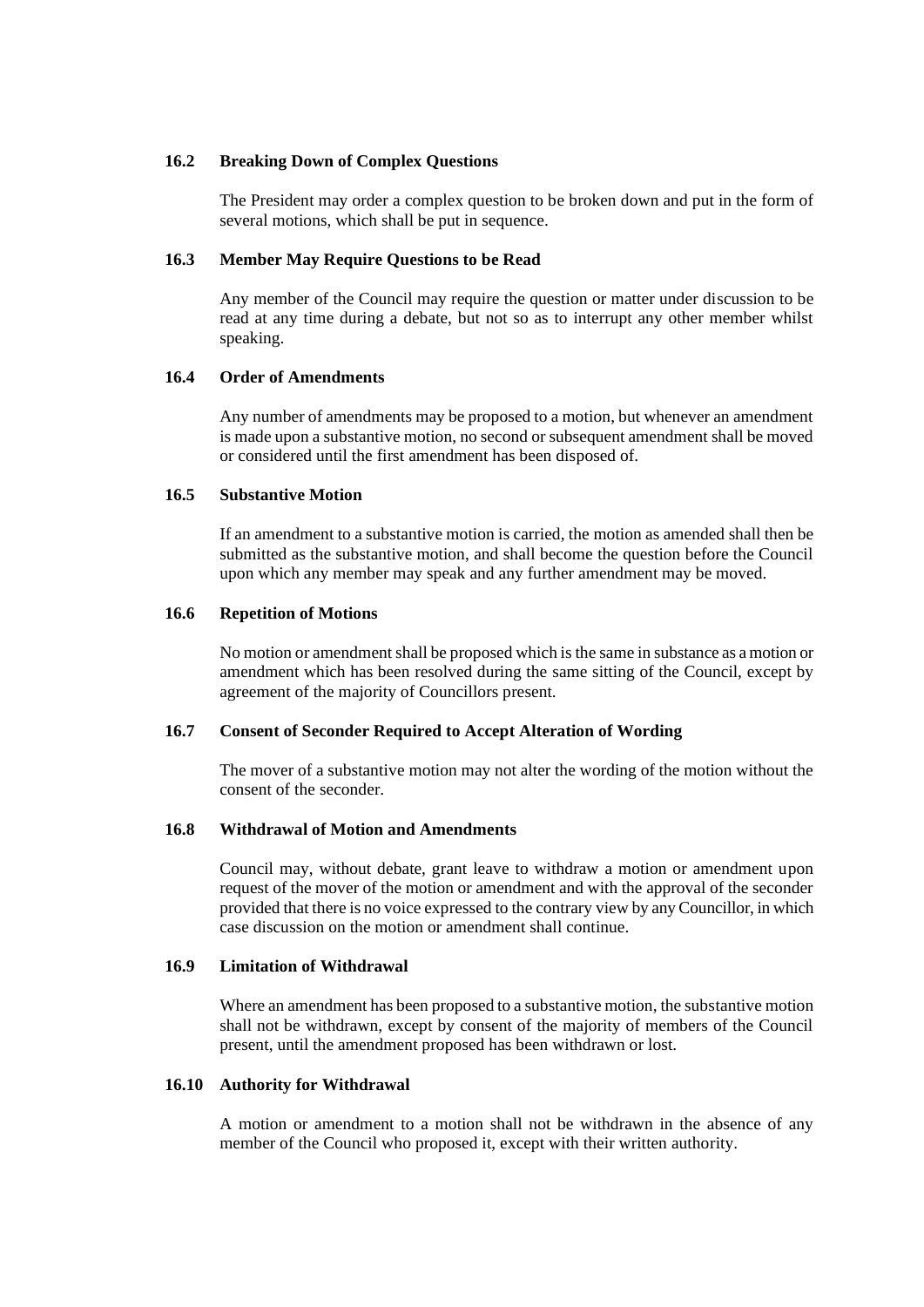### 16.2 Breaking Down of Complex Questions

The President may order a complex question to be broken down and put in the form of several motions, which shall be put in sequence.

### 16.3 Member May Require Questions to be Read

Any member of the Council may require the question or matter under discussion to be read at any time during a debate, but not so as to interrupt any other member whilst speaking.

### 16.4 Order of Amendments

Any number of amendments may be proposed to a motion, but whenever an amendment is made upon a substantive motion, no second or subsequent amendment shall be moved or considered until the first amendment has been disposed of.

### 16.5 Substantive Motion

If an amendment to a substantive motion is carried, the motion as amended shall then be submitted as the substantive motion, and shall become the question before the Council upon which any member may speak and any further amendment may be moved.

### 16.6 Repetition of Motions

No motion or amendment shall be proposed which is the same in substance as a motion or amendment which has been resolved during the same sitting of the Council, except by agreement of the majority of Councillors present.

### 16.7 Consent of Seconder Required to Accept Alteration of Wording

The mover of a substantive motion may not alter the wording of the motion without the consent of the seconder.

### 16.8 Withdrawal of Motion and Amendments

Council may, without debate, grant leave to withdraw a motion or amendment upon request of the mover of the motion or amendment and with the approval of the seconder provided that there is no voice expressed to the contrary view by any Councillor, in which case discussion on the motion or amendment shall continue.

### 16.9 Limitation of Withdrawal

Where an amendment has been proposed to a substantive motion, the substantive motion shall not be withdrawn, except by consent of the majority of members of the Council present, until the amendment proposed has been withdrawn or lost.

### 16.10 Authority for Withdrawal

A motion or amendment to a motion shall not be withdrawn in the absence of any member of the Council who proposed it, except with their written authority.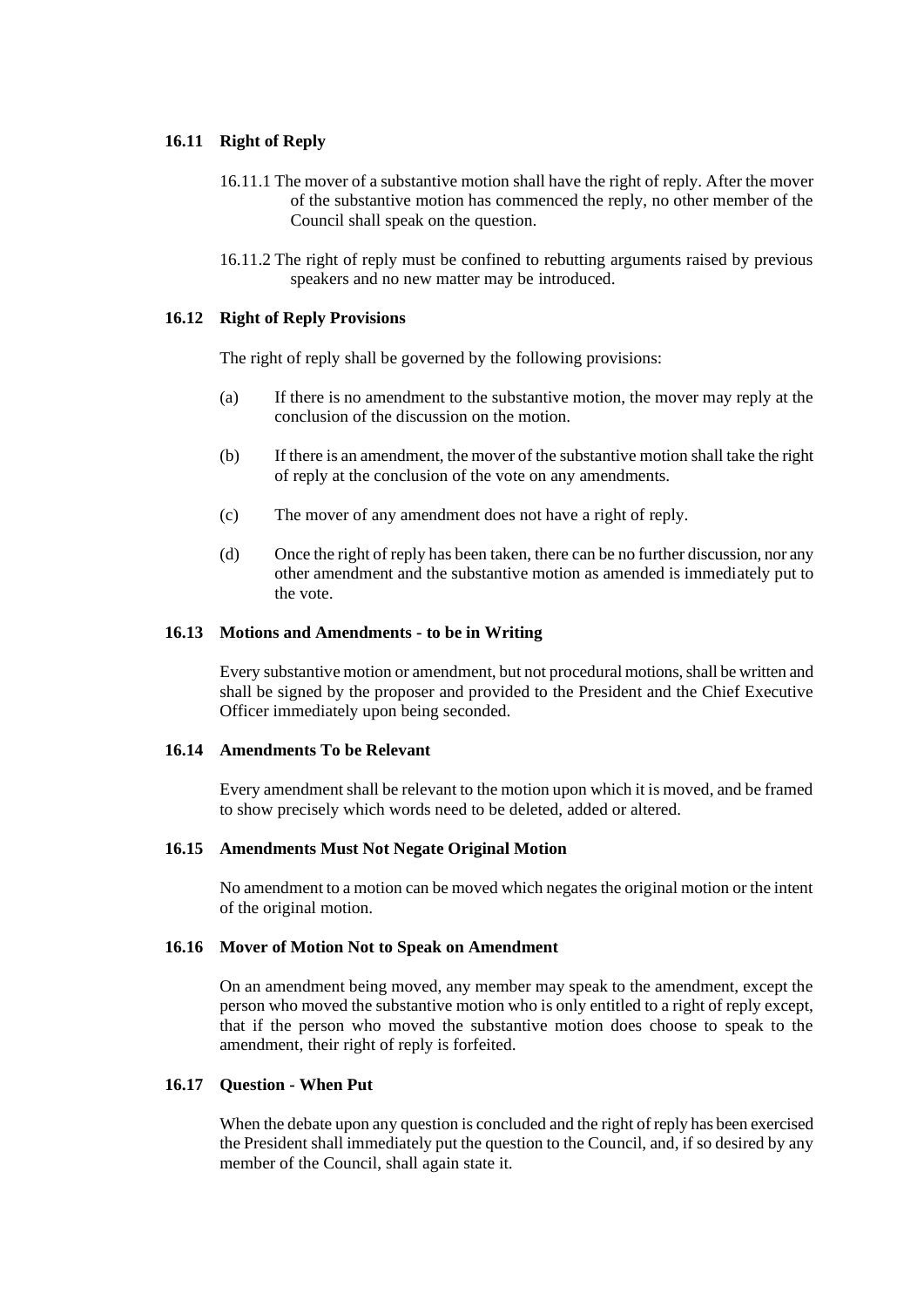### 16.11 Right of Reply

16.11.1 The mover of a substantive motion shall have the right of reply. After the mover of the substantive motion has commenced the reply, no other member of the Council shall speak on the question.

16.11.2 The right of reply must be confined to rebutting arguments raised by previous speakers and no new matter may be introduced.

### 16.12 Right of Reply Provisions

The right of reply shall be governed by the following provisions:

(a) If there is no amendment to the substantive motion, the mover may reply at the conclusion of the discussion on the motion.

(b) If there is an amendment, the mover of the substantive motion shall take the right of reply at the conclusion of the vote on any amendments.

(c) The mover of any amendment does not have a right of reply.

(d) Once the right of reply has been taken, there can be no further discussion, nor any other amendment and the substantive motion as amended is immediately put to the vote.

### 16.13 Motions and Amendments - to be in Writing

Every substantive motion or amendment, but not procedural motions, shall be written and shall be signed by the proposer and provided to the President and the Chief Executive Officer immediately upon being seconded.

### 16.14 Amendments To be Relevant

Every amendment shall be relevant to the motion upon which it is moved, and be framed to show precisely which words need to be deleted, added or altered.

### 16.15 Amendments Must Not Negate Original Motion

No amendment to a motion can be moved which negates the original motion or the intent of the original motion.

### 16.16 Mover of Motion Not to Speak on Amendment

On an amendment being moved, any member may speak to the amendment, except the person who moved the substantive motion who is only entitled to a right of reply except, that if the person who moved the substantive motion does choose to speak to the amendment, their right of reply is forfeited.

### 16.17 Question - When Put

When the debate upon any question is concluded and the right of reply has been exercised the President shall immediately put the question to the Council, and, if so desired by any member of the Council, shall again state it.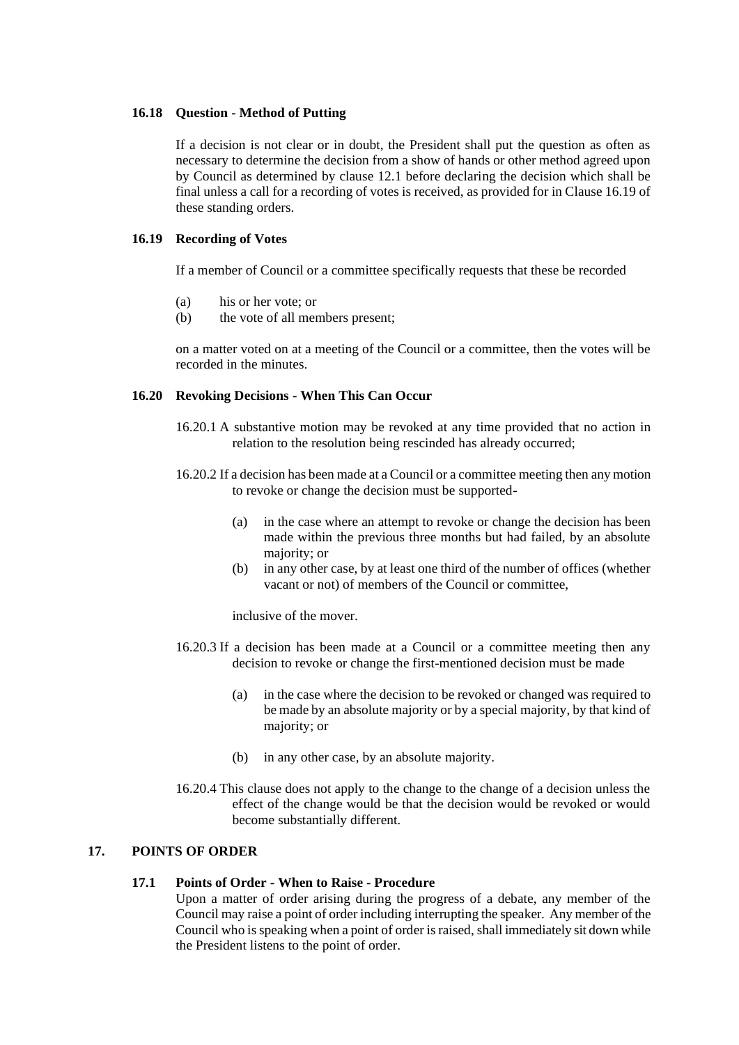### 16.18 Question - Method of Putting

If a decision is not clear or in doubt, the President shall put the question as often as necessary to determine the decision from a show of hands or other method agreed upon by Council as determined by clause 12.1 before declaring the decision which shall be final unless a call for a recording of votes is received, as provided for in Clause 16.19 of these standing orders.

### 16.19 Recording of Votes

If a member of Council or a committee specifically requests that these be recorded

(a) his or her vote; or
(b) the vote of all members present;

on a matter voted on at a meeting of the Council or a committee, then the votes will be recorded in the minutes.

### 16.20 Revoking Decisions - When This Can Occur

16.20.1 A substantive motion may be revoked at any time provided that no action in relation to the resolution being rescinded has already occurred;

16.20.2 If a decision has been made at a Council or a committee meeting then any motion to revoke or change the decision must be supported-

(a) in the case where an attempt to revoke or change the decision has been made within the previous three months but had failed, by an absolute majority; or
(b) in any other case, by at least one third of the number of offices (whether vacant or not) of members of the Council or committee,

inclusive of the mover.

16.20.3 If a decision has been made at a Council or a committee meeting then any decision to revoke or change the first-mentioned decision must be made

(a) in the case where the decision to be revoked or changed was required to be made by an absolute majority or by a special majority, by that kind of majority; or

(b) in any other case, by an absolute majority.

16.20.4 This clause does not apply to the change to the change of a decision unless the effect of the change would be that the decision would be revoked or would become substantially different.

## 17. POINTS OF ORDER

### 17.1 Points of Order - When to Raise - Procedure

Upon a matter of order arising during the progress of a debate, any member of the Council may raise a point of order including interrupting the speaker. Any member of the Council who is speaking when a point of order is raised, shall immediately sit down while the President listens to the point of order.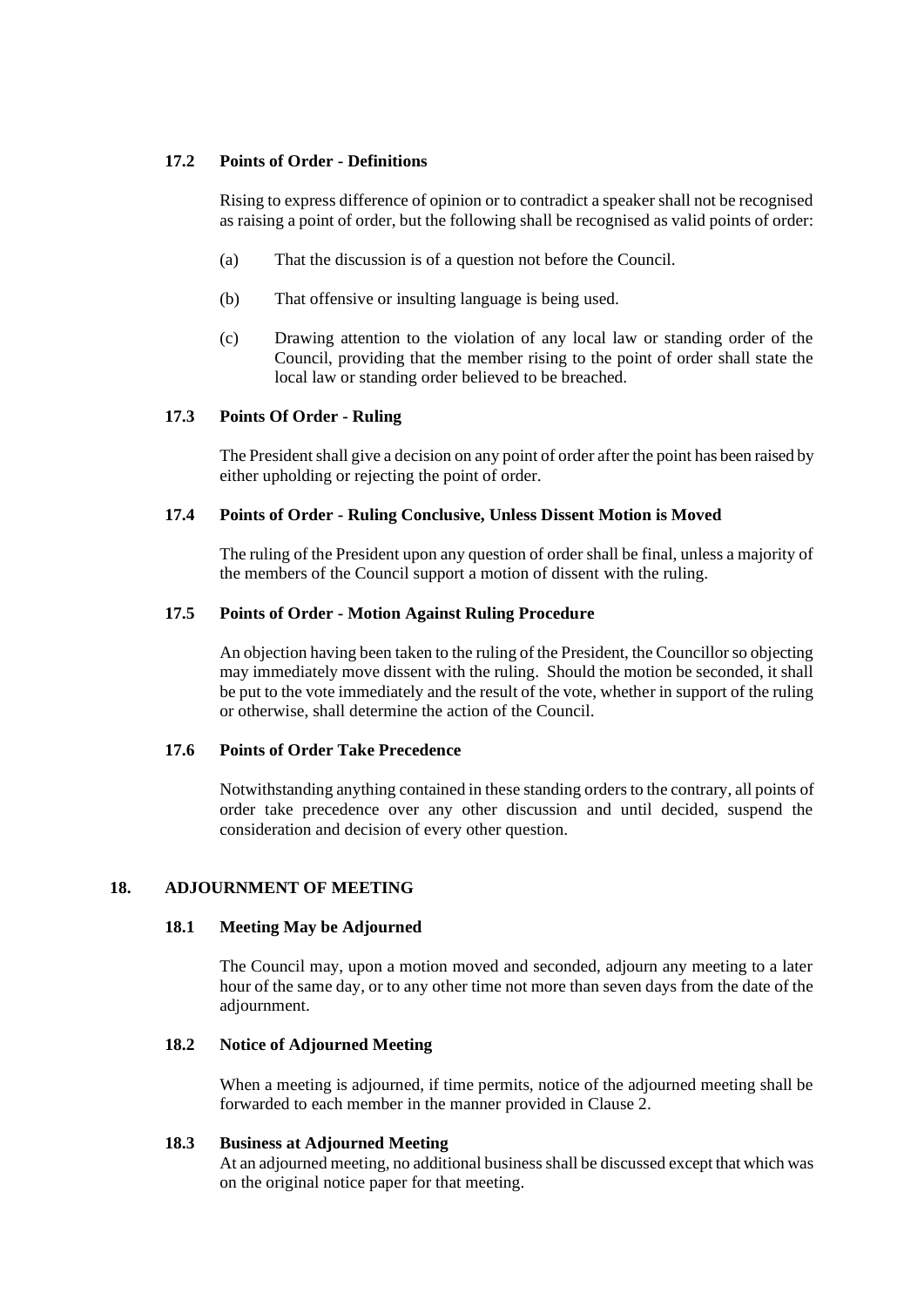### 17.2 Points of Order - Definitions

Rising to express difference of opinion or to contradict a speaker shall not be recognised as raising a point of order, but the following shall be recognised as valid points of order:

(a) That the discussion is of a question not before the Council.

(b) That offensive or insulting language is being used.

(c) Drawing attention to the violation of any local law or standing order of the Council, providing that the member rising to the point of order shall state the local law or standing order believed to be breached.

### 17.3 Points Of Order - Ruling

The President shall give a decision on any point of order after the point has been raised by either upholding or rejecting the point of order.

### 17.4 Points of Order - Ruling Conclusive, Unless Dissent Motion is Moved

The ruling of the President upon any question of order shall be final, unless a majority of the members of the Council support a motion of dissent with the ruling.

### 17.5 Points of Order - Motion Against Ruling Procedure

An objection having been taken to the ruling of the President, the Councillor so objecting may immediately move dissent with the ruling. Should the motion be seconded, it shall be put to the vote immediately and the result of the vote, whether in support of the ruling or otherwise, shall determine the action of the Council.

### 17.6 Points of Order Take Precedence

Notwithstanding anything contained in these standing orders to the contrary, all points of order take precedence over any other discussion and until decided, suspend the consideration and decision of every other question.

## 18. ADJOURNMENT OF MEETING

### 18.1 Meeting May be Adjourned

The Council may, upon a motion moved and seconded, adjourn any meeting to a later hour of the same day, or to any other time not more than seven days from the date of the adjournment.

### 18.2 Notice of Adjourned Meeting

When a meeting is adjourned, if time permits, notice of the adjourned meeting shall be forwarded to each member in the manner provided in Clause 2.

### 18.3 Business at Adjourned Meeting

At an adjourned meeting, no additional business shall be discussed except that which was on the original notice paper for that meeting.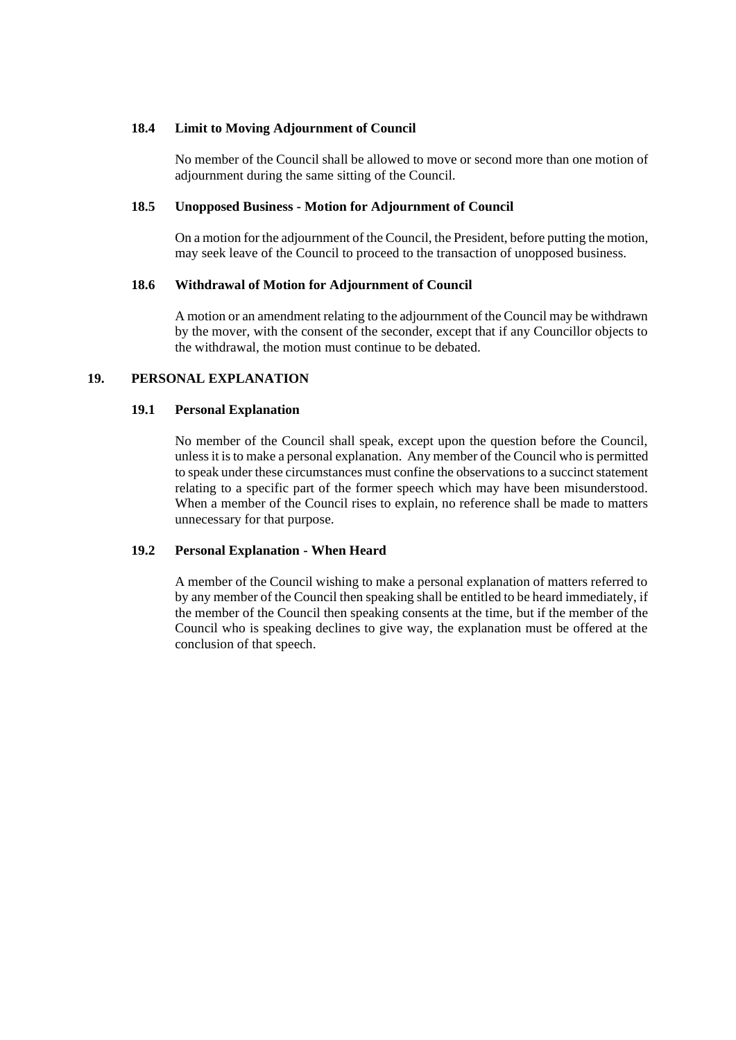### 18.4 Limit to Moving Adjournment of Council

No member of the Council shall be allowed to move or second more than one motion of adjournment during the same sitting of the Council.

### 18.5 Unopposed Business - Motion for Adjournment of Council

On a motion for the adjournment of the Council, the President, before putting the motion, may seek leave of the Council to proceed to the transaction of unopposed business.

### 18.6 Withdrawal of Motion for Adjournment of Council

A motion or an amendment relating to the adjournment of the Council may be withdrawn by the mover, with the consent of the seconder, except that if any Councillor objects to the withdrawal, the motion must continue to be debated.

## 19. PERSONAL EXPLANATION

### 19.1 Personal Explanation

No member of the Council shall speak, except upon the question before the Council, unless it is to make a personal explanation. Any member of the Council who is permitted to speak under these circumstances must confine the observations to a succinct statement relating to a specific part of the former speech which may have been misunderstood. When a member of the Council rises to explain, no reference shall be made to matters unnecessary for that purpose.

### 19.2 Personal Explanation - When Heard

A member of the Council wishing to make a personal explanation of matters referred to by any member of the Council then speaking shall be entitled to be heard immediately, if the member of the Council then speaking consents at the time, but if the member of the Council who is speaking declines to give way, the explanation must be offered at the conclusion of that speech.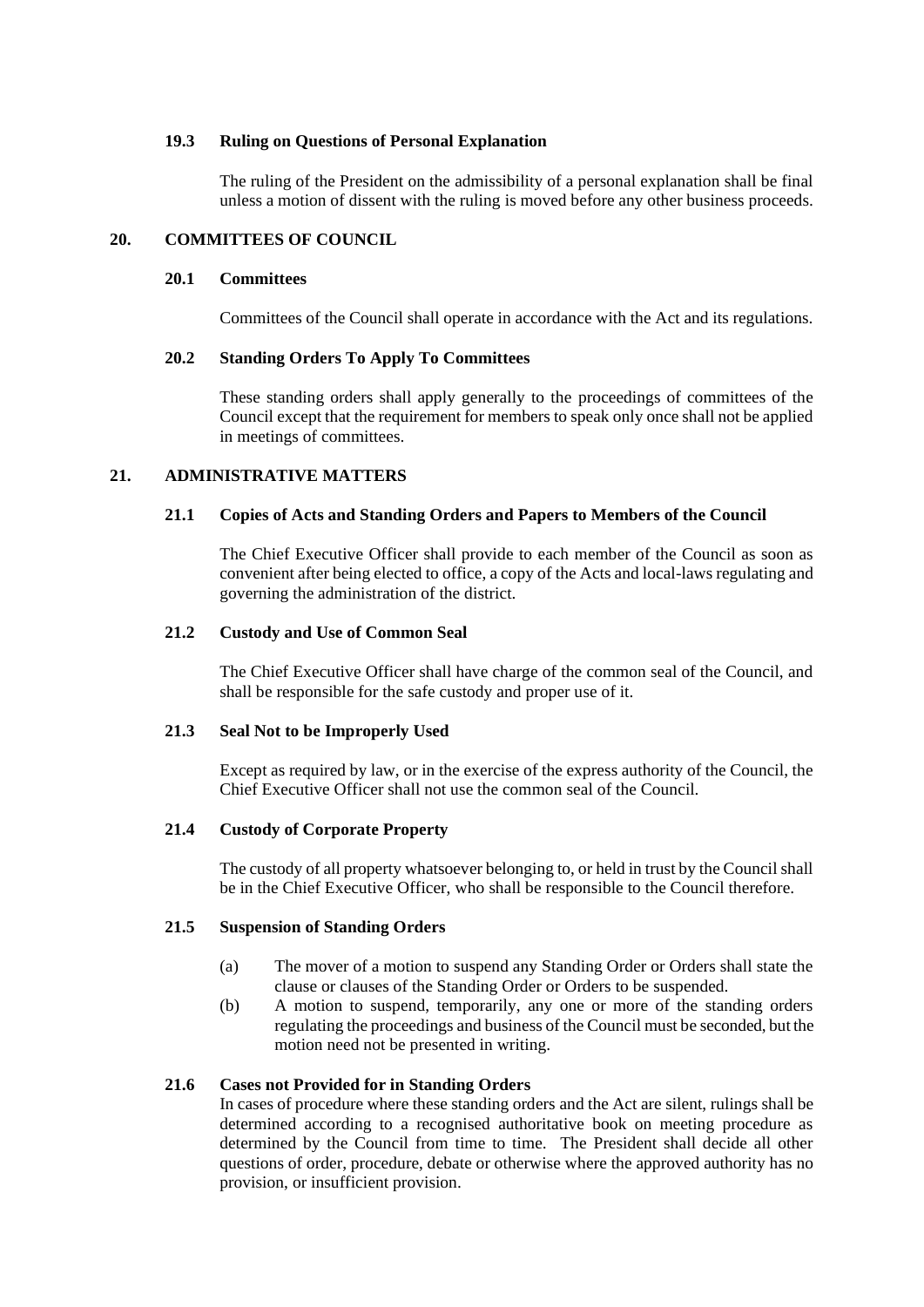### 19.3 Ruling on Questions of Personal Explanation

The ruling of the President on the admissibility of a personal explanation shall be final unless a motion of dissent with the ruling is moved before any other business proceeds.

## 20. COMMITTEES OF COUNCIL

### 20.1 Committees

Committees of the Council shall operate in accordance with the Act and its regulations.

### 20.2 Standing Orders To Apply To Committees

These standing orders shall apply generally to the proceedings of committees of the Council except that the requirement for members to speak only once shall not be applied in meetings of committees.

## 21. ADMINISTRATIVE MATTERS

### 21.1 Copies of Acts and Standing Orders and Papers to Members of the Council

The Chief Executive Officer shall provide to each member of the Council as soon as convenient after being elected to office, a copy of the Acts and local-laws regulating and governing the administration of the district.

### 21.2 Custody and Use of Common Seal

The Chief Executive Officer shall have charge of the common seal of the Council, and shall be responsible for the safe custody and proper use of it.

### 21.3 Seal Not to be Improperly Used

Except as required by law, or in the exercise of the express authority of the Council, the Chief Executive Officer shall not use the common seal of the Council.

### 21.4 Custody of Corporate Property

The custody of all property whatsoever belonging to, or held in trust by the Council shall be in the Chief Executive Officer, who shall be responsible to the Council therefore.

### 21.5 Suspension of Standing Orders

(a) The mover of a motion to suspend any Standing Order or Orders shall state the clause or clauses of the Standing Order or Orders to be suspended.

(b) A motion to suspend, temporarily, any one or more of the standing orders regulating the proceedings and business of the Council must be seconded, but the motion need not be presented in writing.

### 21.6 Cases not Provided for in Standing Orders

In cases of procedure where these standing orders and the Act are silent, rulings shall be determined according to a recognised authoritative book on meeting procedure as determined by the Council from time to time. The President shall decide all other questions of order, procedure, debate or otherwise where the approved authority has no provision, or insufficient provision.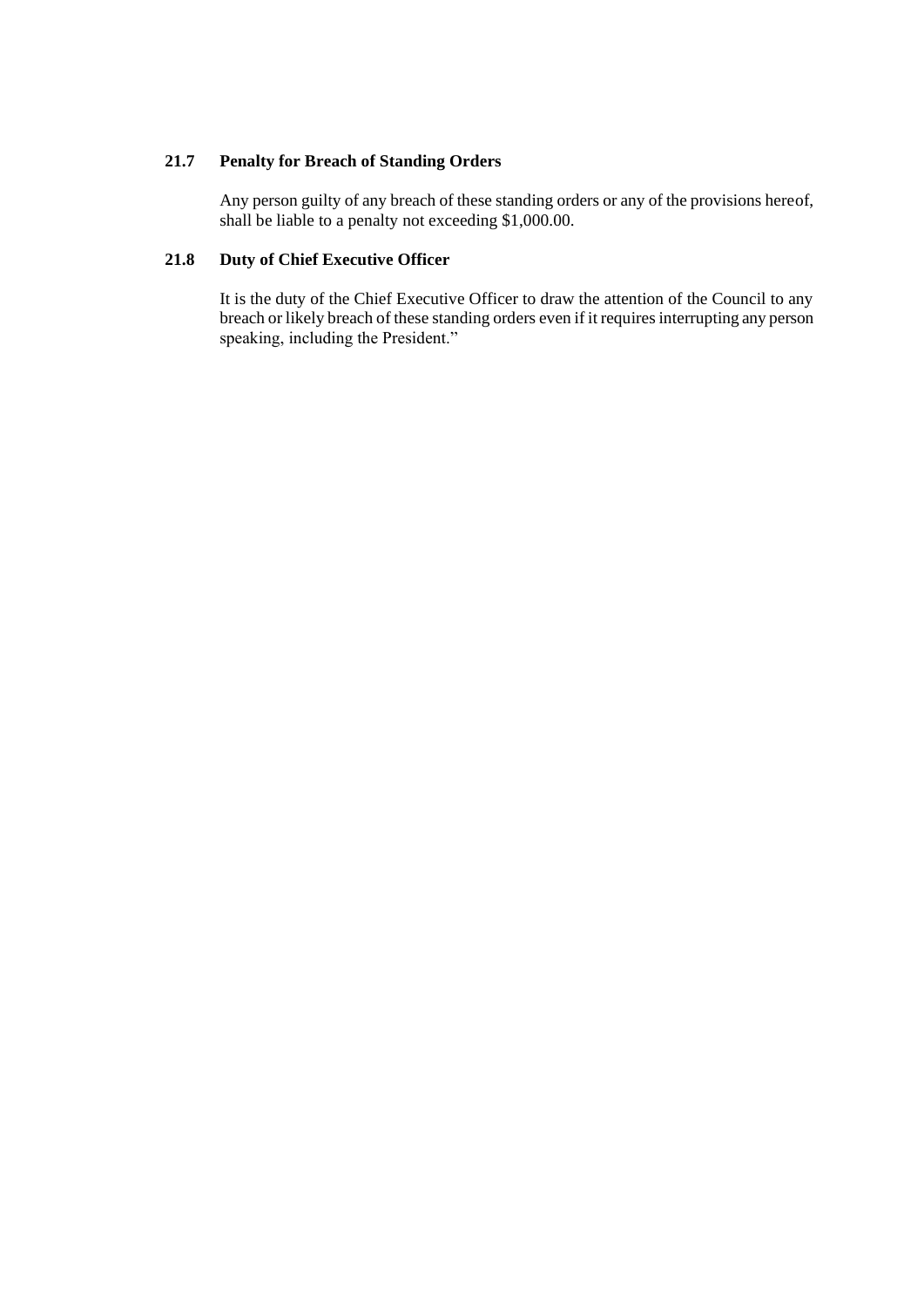### 21.7 Penalty for Breach of Standing Orders

Any person guilty of any breach of these standing orders or any of the provisions hereof, shall be liable to a penalty not exceeding $1,000.00.

### 21.8 Duty of Chief Executive Officer

It is the duty of the Chief Executive Officer to draw the attention of the Council to any breach or likely breach of these standing orders even if it requires interrupting any person speaking, including the President."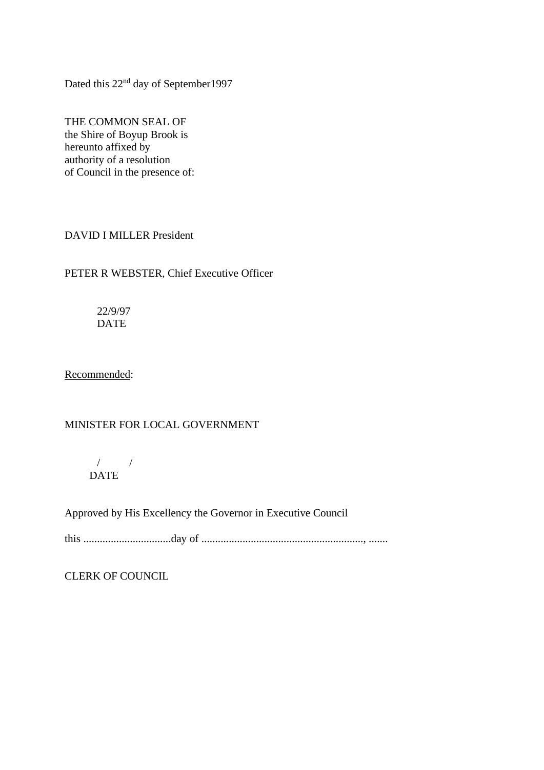Dated this 22nd day of September1997

THE COMMON SEAL OF
the Shire of Boyup Brook is
hereunto affixed by
authority of a resolution
of Council in the presence of:

DAVID I MILLER President

PETER R WEBSTER, Chief Executive Officer

22/9/97
DATE

<u>Recommended</u>:

MINISTER FOR LOCAL GOVERNMENT

/ /
DATE

Approved by His Excellency the Governor in Executive Council

this ................................day of ..........................................................., .......

CLERK OF COUNCIL